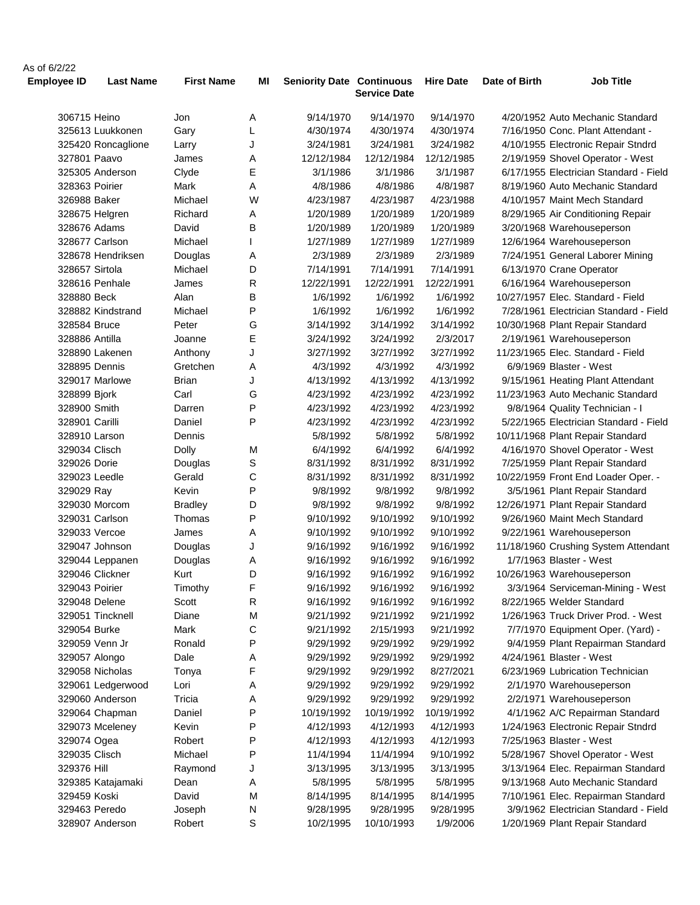As of 6/2/22

| Employee ID | Last Name | First Name | MI | Seniority Date | Continuous Service Date | Hire Date | Date of Birth | Job Title |
|---|---|---|---|---|---|---|---|---|
| 306715 | Heino | Jon | A | 9/14/1970 | 9/14/1970 | 9/14/1970 | 4/20/1952 | Auto Mechanic Standard |
| 325613 | Luukkonen | Gary | L | 4/30/1974 | 4/30/1974 | 4/30/1974 | 7/16/1950 | Conc. Plant Attendant - |
| 325420 | Roncaglione | Larry | J | 3/24/1981 | 3/24/1981 | 3/24/1982 | 4/10/1955 | Electronic Repair Stndrd |
| 327801 | Paavo | James | A | 12/12/1984 | 12/12/1984 | 12/12/1985 | 2/19/1959 | Shovel Operator - West |
| 325305 | Anderson | Clyde | E | 3/1/1986 | 3/1/1986 | 3/1/1987 | 6/17/1955 | Electrician Standard - Field |
| 328363 | Poirier | Mark | A | 4/8/1986 | 4/8/1986 | 4/8/1987 | 8/19/1960 | Auto Mechanic Standard |
| 326988 | Baker | Michael | W | 4/23/1987 | 4/23/1987 | 4/23/1988 | 4/10/1957 | Maint Mech Standard |
| 328675 | Helgren | Richard | A | 1/20/1989 | 1/20/1989 | 1/20/1989 | 8/29/1965 | Air Conditioning Repair |
| 328676 | Adams | David | B | 1/20/1989 | 1/20/1989 | 1/20/1989 | 3/20/1968 | Warehouseperson |
| 328677 | Carlson | Michael | I | 1/27/1989 | 1/27/1989 | 1/27/1989 | 12/6/1964 | Warehouseperson |
| 328678 | Hendriksen | Douglas | A | 2/3/1989 | 2/3/1989 | 2/3/1989 | 7/24/1951 | General Laborer Mining |
| 328657 | Sirtola | Michael | D | 7/14/1991 | 7/14/1991 | 7/14/1991 | 6/13/1970 | Crane Operator |
| 328616 | Penhale | James | R | 12/22/1991 | 12/22/1991 | 12/22/1991 | 6/16/1964 | Warehouseperson |
| 328880 | Beck | Alan | B | 1/6/1992 | 1/6/1992 | 1/6/1992 | 10/27/1957 | Elec. Standard - Field |
| 328882 | Kindstrand | Michael | P | 1/6/1992 | 1/6/1992 | 1/6/1992 | 7/28/1961 | Electrician Standard - Field |
| 328584 | Bruce | Peter | G | 3/14/1992 | 3/14/1992 | 3/14/1992 | 10/30/1968 | Plant Repair Standard |
| 328886 | Antilla | Joanne | E | 3/24/1992 | 3/24/1992 | 2/3/2017 | 2/19/1961 | Warehouseperson |
| 328890 | Lakenen | Anthony | J | 3/27/1992 | 3/27/1992 | 3/27/1992 | 11/23/1965 | Elec. Standard - Field |
| 328895 | Dennis | Gretchen | A | 4/3/1992 | 4/3/1992 | 4/3/1992 | 6/9/1969 | Blaster - West |
| 329017 | Marlowe | Brian | J | 4/13/1992 | 4/13/1992 | 4/13/1992 | 9/15/1961 | Heating Plant Attendant |
| 328899 | Bjork | Carl | G | 4/23/1992 | 4/23/1992 | 4/23/1992 | 11/23/1963 | Auto Mechanic Standard |
| 328900 | Smith | Darren | P | 4/23/1992 | 4/23/1992 | 4/23/1992 | 9/8/1964 | Quality Technician - I |
| 328901 | Carilli | Daniel | P | 4/23/1992 | 4/23/1992 | 4/23/1992 | 5/22/1965 | Electrician Standard - Field |
| 328910 | Larson | Dennis | | 5/8/1992 | 5/8/1992 | 5/8/1992 | 10/11/1968 | Plant Repair Standard |
| 329034 | Clisch | Dolly | M | 6/4/1992 | 6/4/1992 | 6/4/1992 | 4/16/1970 | Shovel Operator - West |
| 329026 | Dorie | Douglas | S | 8/31/1992 | 8/31/1992 | 8/31/1992 | 7/25/1959 | Plant Repair Standard |
| 329023 | Leedle | Gerald | C | 8/31/1992 | 8/31/1992 | 8/31/1992 | 10/22/1959 | Front End Loader Oper. - |
| 329029 | Ray | Kevin | P | 9/8/1992 | 9/8/1992 | 9/8/1992 | 3/5/1961 | Plant Repair Standard |
| 329030 | Morcom | Bradley | D | 9/8/1992 | 9/8/1992 | 9/8/1992 | 12/26/1971 | Plant Repair Standard |
| 329031 | Carlson | Thomas | P | 9/10/1992 | 9/10/1992 | 9/10/1992 | 9/26/1960 | Maint Mech Standard |
| 329033 | Vercoe | James | A | 9/10/1992 | 9/10/1992 | 9/10/1992 | 9/22/1961 | Warehouseperson |
| 329047 | Johnson | Douglas | J | 9/16/1992 | 9/16/1992 | 9/16/1992 | 11/18/1960 | Crushing System Attendant |
| 329044 | Leppanen | Douglas | A | 9/16/1992 | 9/16/1992 | 9/16/1992 | 1/7/1963 | Blaster - West |
| 329046 | Clickner | Kurt | D | 9/16/1992 | 9/16/1992 | 9/16/1992 | 10/26/1963 | Warehouseperson |
| 329043 | Poirier | Timothy | F | 9/16/1992 | 9/16/1992 | 9/16/1992 | 3/3/1964 | Serviceman-Mining - West |
| 329048 | Delene | Scott | R | 9/16/1992 | 9/16/1992 | 9/16/1992 | 8/22/1965 | Welder Standard |
| 329051 | Tincknell | Diane | M | 9/21/1992 | 9/21/1992 | 9/21/1992 | 1/26/1963 | Truck Driver Prod. - West |
| 329054 | Burke | Mark | C | 9/21/1992 | 2/15/1993 | 9/21/1992 | 7/7/1970 | Equipment Oper. (Yard) - |
| 329059 | Venn Jr | Ronald | P | 9/29/1992 | 9/29/1992 | 9/29/1992 | 9/4/1959 | Plant Repairman Standard |
| 329057 | Alongo | Dale | A | 9/29/1992 | 9/29/1992 | 9/29/1992 | 4/24/1961 | Blaster - West |
| 329058 | Nicholas | Tonya | F | 9/29/1992 | 9/29/1992 | 8/27/2021 | 6/23/1969 | Lubrication Technician |
| 329061 | Ledgerwood | Lori | A | 9/29/1992 | 9/29/1992 | 9/29/1992 | 2/1/1970 | Warehouseperson |
| 329060 | Anderson | Tricia | A | 9/29/1992 | 9/29/1992 | 9/29/1992 | 2/2/1971 | Warehouseperson |
| 329064 | Chapman | Daniel | P | 10/19/1992 | 10/19/1992 | 10/19/1992 | 4/1/1962 | A/C Repairman Standard |
| 329073 | Mceleney | Kevin | P | 4/12/1993 | 4/12/1993 | 4/12/1993 | 1/24/1963 | Electronic Repair Stndrd |
| 329074 | Ogea | Robert | P | 4/12/1993 | 4/12/1993 | 4/12/1993 | 7/25/1963 | Blaster - West |
| 329035 | Clisch | Michael | P | 11/4/1994 | 11/4/1994 | 9/10/1992 | 5/28/1967 | Shovel Operator - West |
| 329376 | Hill | Raymond | J | 3/13/1995 | 3/13/1995 | 3/13/1995 | 3/13/1964 | Elec. Repairman Standard |
| 329385 | Katajamaki | Dean | A | 5/8/1995 | 5/8/1995 | 5/8/1995 | 9/13/1968 | Auto Mechanic Standard |
| 329459 | Koski | David | M | 8/14/1995 | 8/14/1995 | 8/14/1995 | 7/10/1961 | Elec. Repairman Standard |
| 329463 | Peredo | Joseph | N | 9/28/1995 | 9/28/1995 | 9/28/1995 | 3/9/1962 | Electrician Standard - Field |
| 328907 | Anderson | Robert | S | 10/2/1995 | 10/10/1993 | 1/9/2006 | 1/20/1969 | Plant Repair Standard |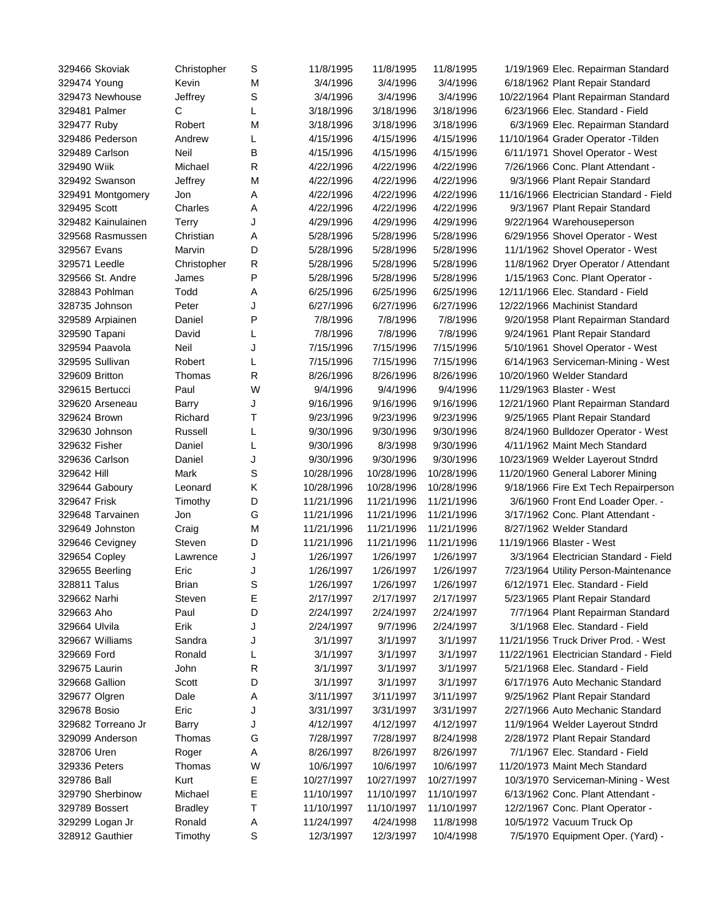| | | | | | | | | |
|---|---|---|---|---|---|---|---|---|
| 329466 | Skoviak | Christopher | S | 11/8/1995 | 11/8/1995 | 11/8/1995 | 1/19/1969 | Elec. Repairman Standard |
| 329474 | Young | Kevin | M | 3/4/1996 | 3/4/1996 | 3/4/1996 | 6/18/1962 | Plant Repair Standard |
| 329473 | Newhouse | Jeffrey | S | 3/4/1996 | 3/4/1996 | 3/4/1996 | 10/22/1964 | Plant Repairman Standard |
| 329481 | Palmer | C | L | 3/18/1996 | 3/18/1996 | 3/18/1996 | 6/23/1966 | Elec. Standard - Field |
| 329477 | Ruby | Robert | M | 3/18/1996 | 3/18/1996 | 3/18/1996 | 6/3/1969 | Elec. Repairman Standard |
| 329486 | Pederson | Andrew | L | 4/15/1996 | 4/15/1996 | 4/15/1996 | 11/10/1964 | Grader Operator -Tilden |
| 329489 | Carlson | Neil | B | 4/15/1996 | 4/15/1996 | 4/15/1996 | 6/11/1971 | Shovel Operator - West |
| 329490 | Wiik | Michael | R | 4/22/1996 | 4/22/1996 | 4/22/1996 | 7/26/1966 | Conc. Plant Attendant - |
| 329492 | Swanson | Jeffrey | M | 4/22/1996 | 4/22/1996 | 4/22/1996 | 9/3/1966 | Plant Repair Standard |
| 329491 | Montgomery | Jon | A | 4/22/1996 | 4/22/1996 | 4/22/1996 | 11/16/1966 | Electrician Standard - Field |
| 329495 | Scott | Charles | A | 4/22/1996 | 4/22/1996 | 4/22/1996 | 9/3/1967 | Plant Repair Standard |
| 329482 | Kainulainen | Terry | J | 4/29/1996 | 4/29/1996 | 4/29/1996 | 9/22/1964 | Warehouseperson |
| 329568 | Rasmussen | Christian | A | 5/28/1996 | 5/28/1996 | 5/28/1996 | 6/29/1956 | Shovel Operator - West |
| 329567 | Evans | Marvin | D | 5/28/1996 | 5/28/1996 | 5/28/1996 | 11/1/1962 | Shovel Operator - West |
| 329571 | Leedle | Christopher | R | 5/28/1996 | 5/28/1996 | 5/28/1996 | 11/8/1962 | Dryer Operator / Attendant |
| 329566 | St. Andre | James | P | 5/28/1996 | 5/28/1996 | 5/28/1996 | 1/15/1963 | Conc. Plant Operator - |
| 328843 | Pohlman | Todd | A | 6/25/1996 | 6/25/1996 | 6/25/1996 | 12/11/1966 | Elec. Standard - Field |
| 328735 | Johnson | Peter | J | 6/27/1996 | 6/27/1996 | 6/27/1996 | 12/22/1966 | Machinist Standard |
| 329589 | Arpiainen | Daniel | P | 7/8/1996 | 7/8/1996 | 7/8/1996 | 9/20/1958 | Plant Repairman Standard |
| 329590 | Tapani | David | L | 7/8/1996 | 7/8/1996 | 7/8/1996 | 9/24/1961 | Plant Repair Standard |
| 329594 | Paavola | Neil | J | 7/15/1996 | 7/15/1996 | 7/15/1996 | 5/10/1961 | Shovel Operator - West |
| 329595 | Sullivan | Robert | L | 7/15/1996 | 7/15/1996 | 7/15/1996 | 6/14/1963 | Serviceman-Mining - West |
| 329609 | Britton | Thomas | R | 8/26/1996 | 8/26/1996 | 8/26/1996 | 10/20/1960 | Welder Standard |
| 329615 | Bertucci | Paul | W | 9/4/1996 | 9/4/1996 | 9/4/1996 | 11/29/1963 | Blaster - West |
| 329620 | Arseneau | Barry | J | 9/16/1996 | 9/16/1996 | 9/16/1996 | 12/21/1960 | Plant Repairman Standard |
| 329624 | Brown | Richard | T | 9/23/1996 | 9/23/1996 | 9/23/1996 | 9/25/1965 | Plant Repair Standard |
| 329630 | Johnson | Russell | L | 9/30/1996 | 9/30/1996 | 9/30/1996 | 8/24/1960 | Bulldozer Operator - West |
| 329632 | Fisher | Daniel | L | 9/30/1996 | 8/3/1998 | 9/30/1996 | 4/11/1962 | Maint Mech Standard |
| 329636 | Carlson | Daniel | J | 9/30/1996 | 9/30/1996 | 9/30/1996 | 10/23/1969 | Welder Layerout Stndrd |
| 329642 | Hill | Mark | S | 10/28/1996 | 10/28/1996 | 10/28/1996 | 11/20/1960 | General Laborer Mining |
| 329644 | Gaboury | Leonard | K | 10/28/1996 | 10/28/1996 | 10/28/1996 | 9/18/1966 | Fire Ext Tech Repairperson |
| 329647 | Frisk | Timothy | D | 11/21/1996 | 11/21/1996 | 11/21/1996 | 3/6/1960 | Front End Loader Oper. - |
| 329648 | Tarvainen | Jon | G | 11/21/1996 | 11/21/1996 | 11/21/1996 | 3/17/1962 | Conc. Plant Attendant - |
| 329649 | Johnston | Craig | M | 11/21/1996 | 11/21/1996 | 11/21/1996 | 8/27/1962 | Welder Standard |
| 329646 | Cevigney | Steven | D | 11/21/1996 | 11/21/1996 | 11/21/1996 | 11/19/1966 | Blaster - West |
| 329654 | Copley | Lawrence | J | 1/26/1997 | 1/26/1997 | 1/26/1997 | 3/3/1964 | Electrician Standard - Field |
| 329655 | Beerling | Eric | J | 1/26/1997 | 1/26/1997 | 1/26/1997 | 7/23/1964 | Utility Person-Maintenance |
| 328811 | Talus | Brian | S | 1/26/1997 | 1/26/1997 | 1/26/1997 | 6/12/1971 | Elec. Standard - Field |
| 329662 | Narhi | Steven | E | 2/17/1997 | 2/17/1997 | 2/17/1997 | 5/23/1965 | Plant Repair Standard |
| 329663 | Aho | Paul | D | 2/24/1997 | 2/24/1997 | 2/24/1997 | 7/7/1964 | Plant Repairman Standard |
| 329664 | Ulvila | Erik | J | 2/24/1997 | 9/7/1996 | 2/24/1997 | 3/1/1968 | Elec. Standard - Field |
| 329667 | Williams | Sandra | J | 3/1/1997 | 3/1/1997 | 3/1/1997 | 11/21/1956 | Truck Driver Prod. - West |
| 329669 | Ford | Ronald | L | 3/1/1997 | 3/1/1997 | 3/1/1997 | 11/22/1961 | Electrician Standard - Field |
| 329675 | Laurin | John | R | 3/1/1997 | 3/1/1997 | 3/1/1997 | 5/21/1968 | Elec. Standard - Field |
| 329668 | Gallion | Scott | D | 3/1/1997 | 3/1/1997 | 3/1/1997 | 6/17/1976 | Auto Mechanic Standard |
| 329677 | Olgren | Dale | A | 3/11/1997 | 3/11/1997 | 3/11/1997 | 9/25/1962 | Plant Repair Standard |
| 329678 | Bosio | Eric | J | 3/31/1997 | 3/31/1997 | 3/31/1997 | 2/27/1966 | Auto Mechanic Standard |
| 329682 | Torreano Jr | Barry | J | 4/12/1997 | 4/12/1997 | 4/12/1997 | 11/9/1964 | Welder Layerout Stndrd |
| 329099 | Anderson | Thomas | G | 7/28/1997 | 7/28/1997 | 8/24/1998 | 2/28/1972 | Plant Repair Standard |
| 328706 | Uren | Roger | A | 8/26/1997 | 8/26/1997 | 8/26/1997 | 7/1/1967 | Elec. Standard - Field |
| 329336 | Peters | Thomas | W | 10/6/1997 | 10/6/1997 | 10/6/1997 | 11/20/1973 | Maint Mech Standard |
| 329786 | Ball | Kurt | E | 10/27/1997 | 10/27/1997 | 10/27/1997 | 10/3/1970 | Serviceman-Mining - West |
| 329790 | Sherbinow | Michael | E | 11/10/1997 | 11/10/1997 | 11/10/1997 | 6/13/1962 | Conc. Plant Attendant - |
| 329789 | Bossert | Bradley | T | 11/10/1997 | 11/10/1997 | 11/10/1997 | 12/2/1967 | Conc. Plant Operator - |
| 329299 | Logan Jr | Ronald | A | 11/24/1997 | 4/24/1998 | 11/8/1998 | 10/5/1972 | Vacuum Truck Op |
| 328912 | Gauthier | Timothy | S | 12/3/1997 | 12/3/1997 | 10/4/1998 | 7/5/1970 | Equipment Oper. (Yard) - |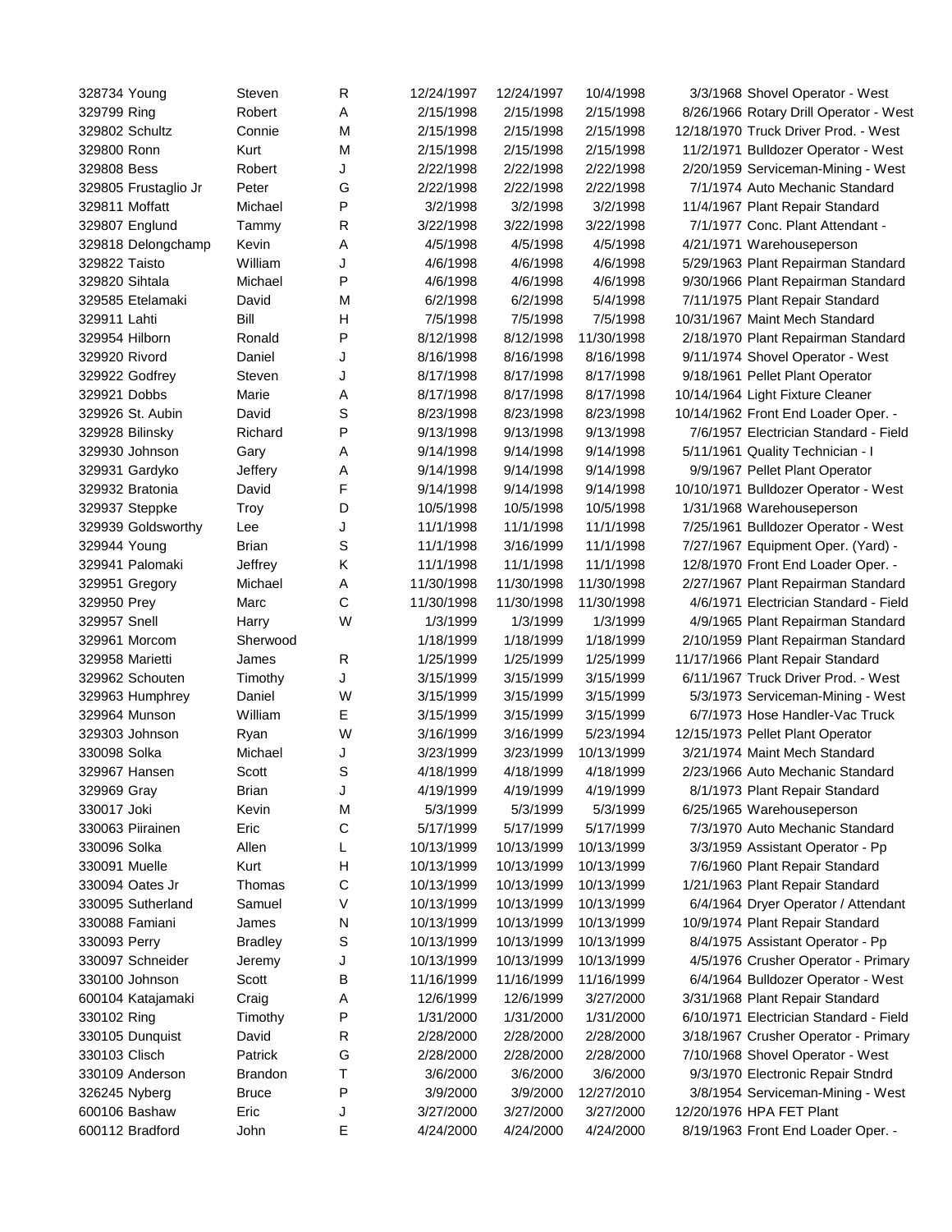| | | | | | | | | |
|---|---|---|---|---|---|---|---|---|
| 328734 | Young | Steven | R | 12/24/1997 | 12/24/1997 | 10/4/1998 | 3/3/1968 | Shovel Operator - West |
| 329799 | Ring | Robert | A | 2/15/1998 | 2/15/1998 | 2/15/1998 | 8/26/1966 | Rotary Drill Operator - West |
| 329802 | Schultz | Connie | M | 2/15/1998 | 2/15/1998 | 2/15/1998 | 12/18/1970 | Truck Driver Prod. - West |
| 329800 | Ronn | Kurt | M | 2/15/1998 | 2/15/1998 | 2/15/1998 | 11/2/1971 | Bulldozer Operator - West |
| 329808 | Bess | Robert | J | 2/22/1998 | 2/22/1998 | 2/22/1998 | 2/20/1959 | Serviceman-Mining - West |
| 329805 | Frustaglio Jr | Peter | G | 2/22/1998 | 2/22/1998 | 2/22/1998 | 7/1/1974 | Auto Mechanic Standard |
| 329811 | Moffatt | Michael | P | 3/2/1998 | 3/2/1998 | 3/2/1998 | 11/4/1967 | Plant Repair Standard |
| 329807 | Englund | Tammy | R | 3/22/1998 | 3/22/1998 | 3/22/1998 | 7/1/1977 | Conc. Plant Attendant - |
| 329818 | Delongchamp | Kevin | A | 4/5/1998 | 4/5/1998 | 4/5/1998 | 4/21/1971 | Warehouseperson |
| 329822 | Taisto | William | J | 4/6/1998 | 4/6/1998 | 4/6/1998 | 5/29/1963 | Plant Repairman Standard |
| 329820 | Sihtala | Michael | P | 4/6/1998 | 4/6/1998 | 4/6/1998 | 9/30/1966 | Plant Repairman Standard |
| 329585 | Etelamaki | David | M | 6/2/1998 | 6/2/1998 | 5/4/1998 | 7/11/1975 | Plant Repair Standard |
| 329911 | Lahti | Bill | H | 7/5/1998 | 7/5/1998 | 7/5/1998 | 10/31/1967 | Maint Mech Standard |
| 329954 | Hilborn | Ronald | P | 8/12/1998 | 8/12/1998 | 11/30/1998 | 2/18/1970 | Plant Repairman Standard |
| 329920 | Rivord | Daniel | J | 8/16/1998 | 8/16/1998 | 8/16/1998 | 9/11/1974 | Shovel Operator - West |
| 329922 | Godfrey | Steven | J | 8/17/1998 | 8/17/1998 | 8/17/1998 | 9/18/1961 | Pellet Plant Operator |
| 329921 | Dobbs | Marie | A | 8/17/1998 | 8/17/1998 | 8/17/1998 | 10/14/1964 | Light Fixture Cleaner |
| 329926 | St. Aubin | David | S | 8/23/1998 | 8/23/1998 | 8/23/1998 | 10/14/1962 | Front End Loader Oper. - |
| 329928 | Bilinsky | Richard | P | 9/13/1998 | 9/13/1998 | 9/13/1998 | 7/6/1957 | Electrician Standard - Field |
| 329930 | Johnson | Gary | A | 9/14/1998 | 9/14/1998 | 9/14/1998 | 5/11/1961 | Quality Technician - I |
| 329931 | Gardyko | Jeffery | A | 9/14/1998 | 9/14/1998 | 9/14/1998 | 9/9/1967 | Pellet Plant Operator |
| 329932 | Bratonia | David | F | 9/14/1998 | 9/14/1998 | 9/14/1998 | 10/10/1971 | Bulldozer Operator - West |
| 329937 | Steppke | Troy | D | 10/5/1998 | 10/5/1998 | 10/5/1998 | 1/31/1968 | Warehouseperson |
| 329939 | Goldsworthy | Lee | J | 11/1/1998 | 11/1/1998 | 11/1/1998 | 7/25/1961 | Bulldozer Operator - West |
| 329944 | Young | Brian | S | 11/1/1998 | 3/16/1999 | 11/1/1998 | 7/27/1967 | Equipment Oper. (Yard) - |
| 329941 | Palomaki | Jeffrey | K | 11/1/1998 | 11/1/1998 | 11/1/1998 | 12/8/1970 | Front End Loader Oper. - |
| 329951 | Gregory | Michael | A | 11/30/1998 | 11/30/1998 | 11/30/1998 | 2/27/1967 | Plant Repairman Standard |
| 329950 | Prey | Marc | C | 11/30/1998 | 11/30/1998 | 11/30/1998 | 4/6/1971 | Electrician Standard - Field |
| 329957 | Snell | Harry | W | 1/3/1999 | 1/3/1999 | 1/3/1999 | 4/9/1965 | Plant Repairman Standard |
| 329961 | Morcom | Sherwood | | 1/18/1999 | 1/18/1999 | 1/18/1999 | 2/10/1959 | Plant Repairman Standard |
| 329958 | Marietti | James | R | 1/25/1999 | 1/25/1999 | 1/25/1999 | 11/17/1966 | Plant Repair Standard |
| 329962 | Schouten | Timothy | J | 3/15/1999 | 3/15/1999 | 3/15/1999 | 6/11/1967 | Truck Driver Prod. - West |
| 329963 | Humphrey | Daniel | W | 3/15/1999 | 3/15/1999 | 3/15/1999 | 5/3/1973 | Serviceman-Mining - West |
| 329964 | Munson | William | E | 3/15/1999 | 3/15/1999 | 3/15/1999 | 6/7/1973 | Hose Handler-Vac Truck |
| 329303 | Johnson | Ryan | W | 3/16/1999 | 3/16/1999 | 5/23/1994 | 12/15/1973 | Pellet Plant Operator |
| 330098 | Solka | Michael | J | 3/23/1999 | 3/23/1999 | 10/13/1999 | 3/21/1974 | Maint Mech Standard |
| 329967 | Hansen | Scott | S | 4/18/1999 | 4/18/1999 | 4/18/1999 | 2/23/1966 | Auto Mechanic Standard |
| 329969 | Gray | Brian | J | 4/19/1999 | 4/19/1999 | 4/19/1999 | 8/1/1973 | Plant Repair Standard |
| 330017 | Joki | Kevin | M | 5/3/1999 | 5/3/1999 | 5/3/1999 | 6/25/1965 | Warehouseperson |
| 330063 | Piirainen | Eric | C | 5/17/1999 | 5/17/1999 | 5/17/1999 | 7/3/1970 | Auto Mechanic Standard |
| 330096 | Solka | Allen | L | 10/13/1999 | 10/13/1999 | 10/13/1999 | 3/3/1959 | Assistant Operator - Pp |
| 330091 | Muelle | Kurt | H | 10/13/1999 | 10/13/1999 | 10/13/1999 | 7/6/1960 | Plant Repair Standard |
| 330094 | Oates Jr | Thomas | C | 10/13/1999 | 10/13/1999 | 10/13/1999 | 1/21/1963 | Plant Repair Standard |
| 330095 | Sutherland | Samuel | V | 10/13/1999 | 10/13/1999 | 10/13/1999 | 6/4/1964 | Dryer Operator / Attendant |
| 330088 | Famiani | James | N | 10/13/1999 | 10/13/1999 | 10/13/1999 | 10/9/1974 | Plant Repair Standard |
| 330093 | Perry | Bradley | S | 10/13/1999 | 10/13/1999 | 10/13/1999 | 8/4/1975 | Assistant Operator - Pp |
| 330097 | Schneider | Jeremy | J | 10/13/1999 | 10/13/1999 | 10/13/1999 | 4/5/1976 | Crusher Operator - Primary |
| 330100 | Johnson | Scott | B | 11/16/1999 | 11/16/1999 | 11/16/1999 | 6/4/1964 | Bulldozer Operator - West |
| 600104 | Katajamaki | Craig | A | 12/6/1999 | 12/6/1999 | 3/27/2000 | 3/31/1968 | Plant Repair Standard |
| 330102 | Ring | Timothy | P | 1/31/2000 | 1/31/2000 | 1/31/2000 | 6/10/1971 | Electrician Standard - Field |
| 330105 | Dunquist | David | R | 2/28/2000 | 2/28/2000 | 2/28/2000 | 3/18/1967 | Crusher Operator - Primary |
| 330103 | Clisch | Patrick | G | 2/28/2000 | 2/28/2000 | 2/28/2000 | 7/10/1968 | Shovel Operator - West |
| 330109 | Anderson | Brandon | T | 3/6/2000 | 3/6/2000 | 3/6/2000 | 9/3/1970 | Electronic Repair Stndrd |
| 326245 | Nyberg | Bruce | P | 3/9/2000 | 3/9/2000 | 12/27/2010 | 3/8/1954 | Serviceman-Mining - West |
| 600106 | Bashaw | Eric | J | 3/27/2000 | 3/27/2000 | 3/27/2000 | 12/20/1976 | HPA FET Plant |
| 600112 | Bradford | John | E | 4/24/2000 | 4/24/2000 | 4/24/2000 | 8/19/1963 | Front End Loader Oper. - |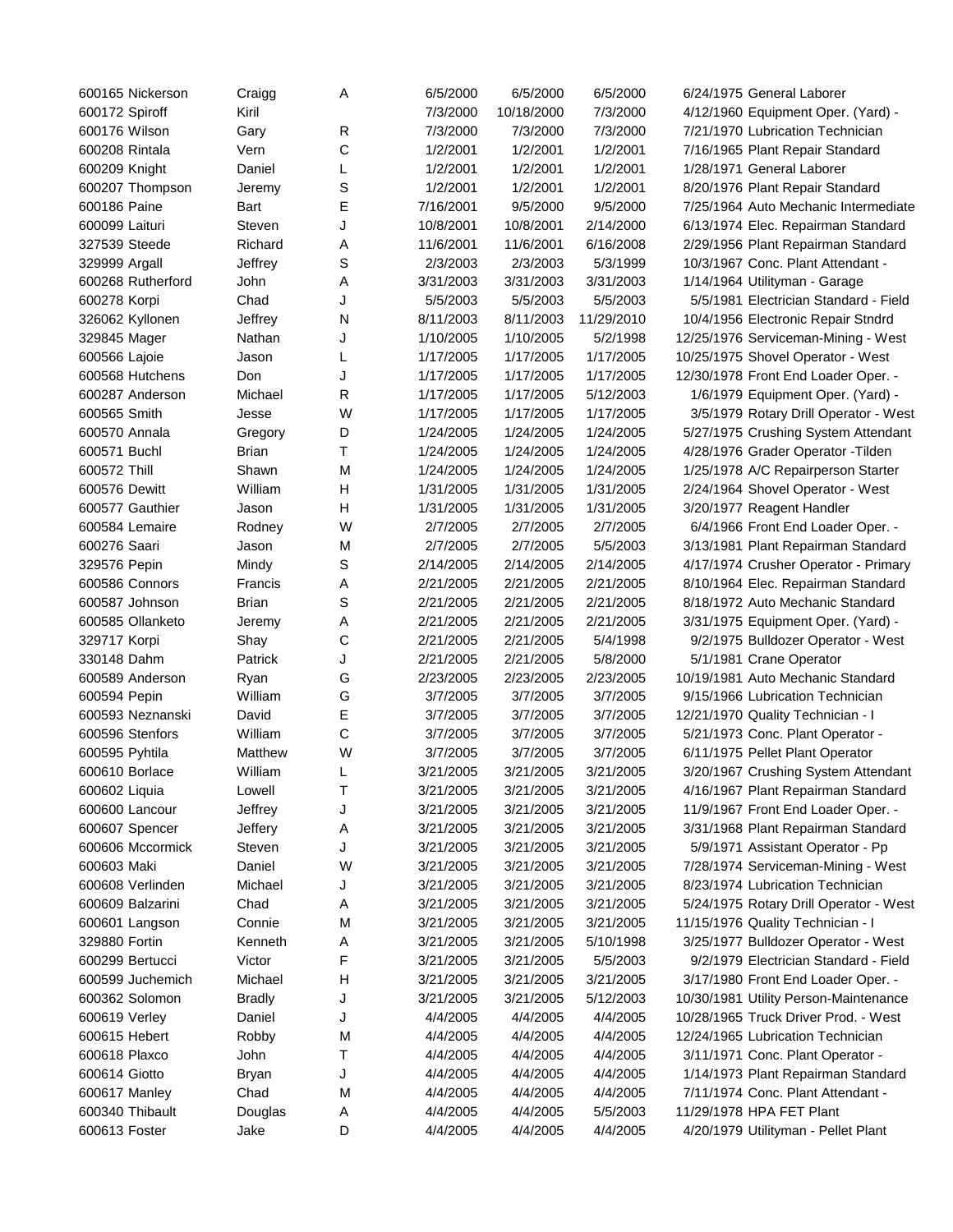| | | | | | | | | |
|---|---|---|---|---|---|---|---|---|
| 600165 | Nickerson | Craigg | A | 6/5/2000 | 6/5/2000 | 6/5/2000 | 6/24/1975 | General Laborer |
| 600172 | Spiroff | Kiril | | 7/3/2000 | 10/18/2000 | 7/3/2000 | 4/12/1960 | Equipment Oper. (Yard) - |
| 600176 | Wilson | Gary | R | 7/3/2000 | 7/3/2000 | 7/3/2000 | 7/21/1970 | Lubrication Technician |
| 600208 | Rintala | Vern | C | 1/2/2001 | 1/2/2001 | 1/2/2001 | 7/16/1965 | Plant Repair Standard |
| 600209 | Knight | Daniel | L | 1/2/2001 | 1/2/2001 | 1/2/2001 | 1/28/1971 | General Laborer |
| 600207 | Thompson | Jeremy | S | 1/2/2001 | 1/2/2001 | 1/2/2001 | 8/20/1976 | Plant Repair Standard |
| 600186 | Paine | Bart | E | 7/16/2001 | 9/5/2000 | 9/5/2000 | 7/25/1964 | Auto Mechanic Intermediate |
| 600099 | Laituri | Steven | J | 10/8/2001 | 10/8/2001 | 2/14/2000 | 6/13/1974 | Elec. Repairman Standard |
| 327539 | Steede | Richard | A | 11/6/2001 | 11/6/2001 | 6/16/2008 | 2/29/1956 | Plant Repairman Standard |
| 329999 | Argall | Jeffrey | S | 2/3/2003 | 2/3/2003 | 5/3/1999 | 10/3/1967 | Conc. Plant Attendant - |
| 600268 | Rutherford | John | A | 3/31/2003 | 3/31/2003 | 3/31/2003 | 1/14/1964 | Utilityman - Garage |
| 600278 | Korpi | Chad | J | 5/5/2003 | 5/5/2003 | 5/5/2003 | 5/5/1981 | Electrician Standard - Field |
| 326062 | Kyllonen | Jeffrey | N | 8/11/2003 | 8/11/2003 | 11/29/2010 | 10/4/1956 | Electronic Repair Stndrd |
| 329845 | Mager | Nathan | J | 1/10/2005 | 1/10/2005 | 5/2/1998 | 12/25/1976 | Serviceman-Mining - West |
| 600566 | Lajoie | Jason | L | 1/17/2005 | 1/17/2005 | 1/17/2005 | 10/25/1975 | Shovel Operator - West |
| 600568 | Hutchens | Don | J | 1/17/2005 | 1/17/2005 | 1/17/2005 | 12/30/1978 | Front End Loader Oper. - |
| 600287 | Anderson | Michael | R | 1/17/2005 | 1/17/2005 | 5/12/2003 | 1/6/1979 | Equipment Oper. (Yard) - |
| 600565 | Smith | Jesse | W | 1/17/2005 | 1/17/2005 | 1/17/2005 | 3/5/1979 | Rotary Drill Operator - West |
| 600570 | Annala | Gregory | D | 1/24/2005 | 1/24/2005 | 1/24/2005 | 5/27/1975 | Crushing System Attendant |
| 600571 | Buchl | Brian | T | 1/24/2005 | 1/24/2005 | 1/24/2005 | 4/28/1976 | Grader Operator -Tilden |
| 600572 | Thill | Shawn | M | 1/24/2005 | 1/24/2005 | 1/24/2005 | 1/25/1978 | A/C Repairperson Starter |
| 600576 | Dewitt | William | H | 1/31/2005 | 1/31/2005 | 1/31/2005 | 2/24/1964 | Shovel Operator - West |
| 600577 | Gauthier | Jason | H | 1/31/2005 | 1/31/2005 | 1/31/2005 | 3/20/1977 | Reagent Handler |
| 600584 | Lemaire | Rodney | W | 2/7/2005 | 2/7/2005 | 2/7/2005 | 6/4/1966 | Front End Loader Oper. - |
| 600276 | Saari | Jason | M | 2/7/2005 | 2/7/2005 | 5/5/2003 | 3/13/1981 | Plant Repairman Standard |
| 329576 | Pepin | Mindy | S | 2/14/2005 | 2/14/2005 | 2/14/2005 | 4/17/1974 | Crusher Operator - Primary |
| 600586 | Connors | Francis | A | 2/21/2005 | 2/21/2005 | 2/21/2005 | 8/10/1964 | Elec. Repairman Standard |
| 600587 | Johnson | Brian | S | 2/21/2005 | 2/21/2005 | 2/21/2005 | 8/18/1972 | Auto Mechanic Standard |
| 600585 | Ollanketo | Jeremy | A | 2/21/2005 | 2/21/2005 | 2/21/2005 | 3/31/1975 | Equipment Oper. (Yard) - |
| 329717 | Korpi | Shay | C | 2/21/2005 | 2/21/2005 | 5/4/1998 | 9/2/1975 | Bulldozer Operator - West |
| 330148 | Dahm | Patrick | J | 2/21/2005 | 2/21/2005 | 5/8/2000 | 5/1/1981 | Crane Operator |
| 600589 | Anderson | Ryan | G | 2/23/2005 | 2/23/2005 | 2/23/2005 | 10/19/1981 | Auto Mechanic Standard |
| 600594 | Pepin | William | G | 3/7/2005 | 3/7/2005 | 3/7/2005 | 9/15/1966 | Lubrication Technician |
| 600593 | Neznanski | David | E | 3/7/2005 | 3/7/2005 | 3/7/2005 | 12/21/1970 | Quality Technician - I |
| 600596 | Stenfors | William | C | 3/7/2005 | 3/7/2005 | 3/7/2005 | 5/21/1973 | Conc. Plant Operator - |
| 600595 | Pyhtila | Matthew | W | 3/7/2005 | 3/7/2005 | 3/7/2005 | 6/11/1975 | Pellet Plant Operator |
| 600610 | Borlace | William | L | 3/21/2005 | 3/21/2005 | 3/21/2005 | 3/20/1967 | Crushing System Attendant |
| 600602 | Liquia | Lowell | T | 3/21/2005 | 3/21/2005 | 3/21/2005 | 4/16/1967 | Plant Repairman Standard |
| 600600 | Lancour | Jeffrey | J | 3/21/2005 | 3/21/2005 | 3/21/2005 | 11/9/1967 | Front End Loader Oper. - |
| 600607 | Spencer | Jeffery | A | 3/21/2005 | 3/21/2005 | 3/21/2005 | 3/31/1968 | Plant Repairman Standard |
| 600606 | Mccormick | Steven | J | 3/21/2005 | 3/21/2005 | 3/21/2005 | 5/9/1971 | Assistant Operator - Pp |
| 600603 | Maki | Daniel | W | 3/21/2005 | 3/21/2005 | 3/21/2005 | 7/28/1974 | Serviceman-Mining - West |
| 600608 | Verlinden | Michael | J | 3/21/2005 | 3/21/2005 | 3/21/2005 | 8/23/1974 | Lubrication Technician |
| 600609 | Balzarini | Chad | A | 3/21/2005 | 3/21/2005 | 3/21/2005 | 5/24/1975 | Rotary Drill Operator - West |
| 600601 | Langson | Connie | M | 3/21/2005 | 3/21/2005 | 3/21/2005 | 11/15/1976 | Quality Technician - I |
| 329880 | Fortin | Kenneth | A | 3/21/2005 | 3/21/2005 | 5/10/1998 | 3/25/1977 | Bulldozer Operator - West |
| 600299 | Bertucci | Victor | F | 3/21/2005 | 3/21/2005 | 5/5/2003 | 9/2/1979 | Electrician Standard - Field |
| 600599 | Juchemich | Michael | H | 3/21/2005 | 3/21/2005 | 3/21/2005 | 3/17/1980 | Front End Loader Oper. - |
| 600362 | Solomon | Bradly | J | 3/21/2005 | 3/21/2005 | 5/12/2003 | 10/30/1981 | Utility Person-Maintenance |
| 600619 | Verley | Daniel | J | 4/4/2005 | 4/4/2005 | 4/4/2005 | 10/28/1965 | Truck Driver Prod. - West |
| 600615 | Hebert | Robby | M | 4/4/2005 | 4/4/2005 | 4/4/2005 | 12/24/1965 | Lubrication Technician |
| 600618 | Plaxco | John | T | 4/4/2005 | 4/4/2005 | 4/4/2005 | 3/11/1971 | Conc. Plant Operator - |
| 600614 | Giotto | Bryan | J | 4/4/2005 | 4/4/2005 | 4/4/2005 | 1/14/1973 | Plant Repairman Standard |
| 600617 | Manley | Chad | M | 4/4/2005 | 4/4/2005 | 4/4/2005 | 7/11/1974 | Conc. Plant Attendant - |
| 600340 | Thibault | Douglas | A | 4/4/2005 | 4/4/2005 | 5/5/2003 | 11/29/1978 | HPA FET Plant |
| 600613 | Foster | Jake | D | 4/4/2005 | 4/4/2005 | 4/4/2005 | 4/20/1979 | Utilityman - Pellet Plant |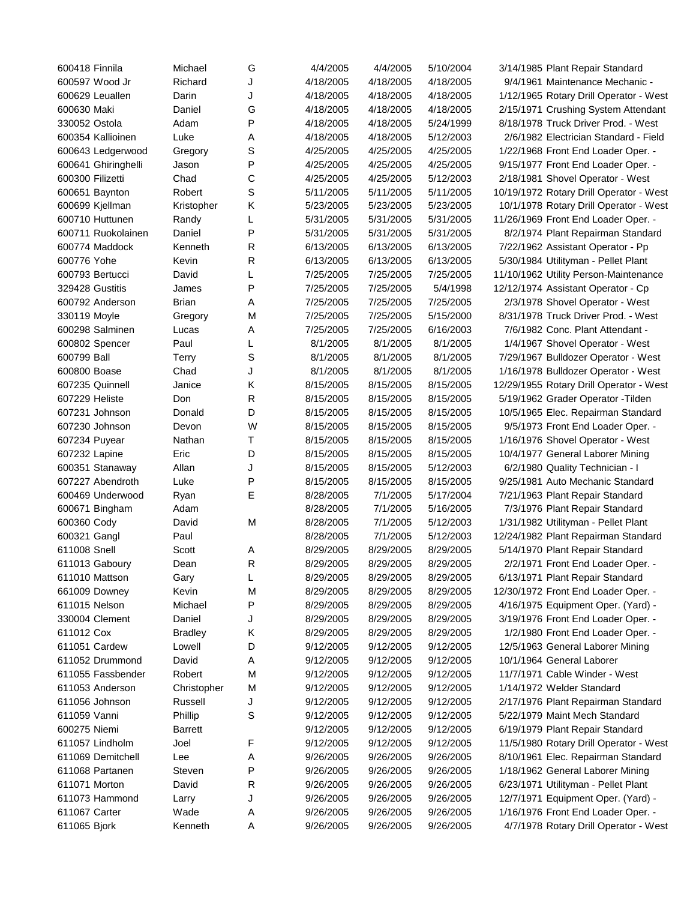| | | | | | | | | |
|---|---|---|---|---|---|---|---|---|
| 600418 | Finnila | Michael | G | 4/4/2005 | 4/4/2005 | 5/10/2004 | 3/14/1985 | Plant Repair Standard |
| 600597 | Wood Jr | Richard | J | 4/18/2005 | 4/18/2005 | 4/18/2005 | 9/4/1961 | Maintenance Mechanic - |
| 600629 | Leuallen | Darin | J | 4/18/2005 | 4/18/2005 | 4/18/2005 | 1/12/1965 | Rotary Drill Operator - West |
| 600630 | Maki | Daniel | G | 4/18/2005 | 4/18/2005 | 4/18/2005 | 2/15/1971 | Crushing System Attendant |
| 330052 | Ostola | Adam | P | 4/18/2005 | 4/18/2005 | 5/24/1999 | 8/18/1978 | Truck Driver Prod. - West |
| 600354 | Kallioinen | Luke | A | 4/18/2005 | 4/18/2005 | 5/12/2003 | 2/6/1982 | Electrician Standard - Field |
| 600643 | Ledgerwood | Gregory | S | 4/25/2005 | 4/25/2005 | 4/25/2005 | 1/22/1968 | Front End Loader Oper. - |
| 600641 | Ghiringhelli | Jason | P | 4/25/2005 | 4/25/2005 | 4/25/2005 | 9/15/1977 | Front End Loader Oper. - |
| 600300 | Filizetti | Chad | C | 4/25/2005 | 4/25/2005 | 5/12/2003 | 2/18/1981 | Shovel Operator - West |
| 600651 | Baynton | Robert | S | 5/11/2005 | 5/11/2005 | 5/11/2005 | 10/19/1972 | Rotary Drill Operator - West |
| 600699 | Kjellman | Kristopher | K | 5/23/2005 | 5/23/2005 | 5/23/2005 | 10/1/1978 | Rotary Drill Operator - West |
| 600710 | Huttunen | Randy | L | 5/31/2005 | 5/31/2005 | 5/31/2005 | 11/26/1969 | Front End Loader Oper. - |
| 600711 | Ruokolainen | Daniel | P | 5/31/2005 | 5/31/2005 | 5/31/2005 | 8/2/1974 | Plant Repairman Standard |
| 600774 | Maddock | Kenneth | R | 6/13/2005 | 6/13/2005 | 6/13/2005 | 7/22/1962 | Assistant Operator - Pp |
| 600776 | Yohe | Kevin | R | 6/13/2005 | 6/13/2005 | 6/13/2005 | 5/30/1984 | Utilityman - Pellet Plant |
| 600793 | Bertucci | David | L | 7/25/2005 | 7/25/2005 | 7/25/2005 | 11/10/1962 | Utility Person-Maintenance |
| 329428 | Gustitis | James | P | 7/25/2005 | 7/25/2005 | 5/4/1998 | 12/12/1974 | Assistant Operator - Cp |
| 600792 | Anderson | Brian | A | 7/25/2005 | 7/25/2005 | 7/25/2005 | 2/3/1978 | Shovel Operator - West |
| 330119 | Moyle | Gregory | M | 7/25/2005 | 7/25/2005 | 5/15/2000 | 8/31/1978 | Truck Driver Prod. - West |
| 600298 | Salminen | Lucas | A | 7/25/2005 | 7/25/2005 | 6/16/2003 | 7/6/1982 | Conc. Plant Attendant - |
| 600802 | Spencer | Paul | L | 8/1/2005 | 8/1/2005 | 8/1/2005 | 1/4/1967 | Shovel Operator - West |
| 600799 | Ball | Terry | S | 8/1/2005 | 8/1/2005 | 8/1/2005 | 7/29/1967 | Bulldozer Operator - West |
| 600800 | Boase | Chad | J | 8/1/2005 | 8/1/2005 | 8/1/2005 | 1/16/1978 | Bulldozer Operator - West |
| 607235 | Quinnell | Janice | K | 8/15/2005 | 8/15/2005 | 8/15/2005 | 12/29/1955 | Rotary Drill Operator - West |
| 607229 | Heliste | Don | R | 8/15/2005 | 8/15/2005 | 8/15/2005 | 5/19/1962 | Grader Operator -Tilden |
| 607231 | Johnson | Donald | D | 8/15/2005 | 8/15/2005 | 8/15/2005 | 10/5/1965 | Elec. Repairman Standard |
| 607230 | Johnson | Devon | W | 8/15/2005 | 8/15/2005 | 8/15/2005 | 9/5/1973 | Front End Loader Oper. - |
| 607234 | Puyear | Nathan | T | 8/15/2005 | 8/15/2005 | 8/15/2005 | 1/16/1976 | Shovel Operator - West |
| 607232 | Lapine | Eric | D | 8/15/2005 | 8/15/2005 | 8/15/2005 | 10/4/1977 | General Laborer Mining |
| 600351 | Stanaway | Allan | J | 8/15/2005 | 8/15/2005 | 5/12/2003 | 6/2/1980 | Quality Technician - I |
| 607227 | Abendroth | Luke | P | 8/15/2005 | 8/15/2005 | 8/15/2005 | 9/25/1981 | Auto Mechanic Standard |
| 600469 | Underwood | Ryan | E | 8/28/2005 | 7/1/2005 | 5/17/2004 | 7/21/1963 | Plant Repair Standard |
| 600671 | Bingham | Adam | | 8/28/2005 | 7/1/2005 | 5/16/2005 | 7/3/1976 | Plant Repair Standard |
| 600360 | Cody | David | M | 8/28/2005 | 7/1/2005 | 5/12/2003 | 1/31/1982 | Utilityman - Pellet Plant |
| 600321 | Gangl | Paul | | 8/28/2005 | 7/1/2005 | 5/12/2003 | 12/24/1982 | Plant Repairman Standard |
| 611008 | Snell | Scott | A | 8/29/2005 | 8/29/2005 | 8/29/2005 | 5/14/1970 | Plant Repair Standard |
| 611013 | Gaboury | Dean | R | 8/29/2005 | 8/29/2005 | 8/29/2005 | 2/2/1971 | Front End Loader Oper. - |
| 611010 | Mattson | Gary | L | 8/29/2005 | 8/29/2005 | 8/29/2005 | 6/13/1971 | Plant Repair Standard |
| 661009 | Downey | Kevin | M | 8/29/2005 | 8/29/2005 | 8/29/2005 | 12/30/1972 | Front End Loader Oper. - |
| 611015 | Nelson | Michael | P | 8/29/2005 | 8/29/2005 | 8/29/2005 | 4/16/1975 | Equipment Oper. (Yard) - |
| 330004 | Clement | Daniel | J | 8/29/2005 | 8/29/2005 | 8/29/2005 | 3/19/1976 | Front End Loader Oper. - |
| 611012 | Cox | Bradley | K | 8/29/2005 | 8/29/2005 | 8/29/2005 | 1/2/1980 | Front End Loader Oper. - |
| 611051 | Cardew | Lowell | D | 9/12/2005 | 9/12/2005 | 9/12/2005 | 12/5/1963 | General Laborer Mining |
| 611052 | Drummond | David | A | 9/12/2005 | 9/12/2005 | 9/12/2005 | 10/1/1964 | General Laborer |
| 611055 | Fassbender | Robert | M | 9/12/2005 | 9/12/2005 | 9/12/2005 | 11/7/1971 | Cable Winder - West |
| 611053 | Anderson | Christopher | M | 9/12/2005 | 9/12/2005 | 9/12/2005 | 1/14/1972 | Welder Standard |
| 611056 | Johnson | Russell | J | 9/12/2005 | 9/12/2005 | 9/12/2005 | 2/17/1976 | Plant Repairman Standard |
| 611059 | Vanni | Phillip | S | 9/12/2005 | 9/12/2005 | 9/12/2005 | 5/22/1979 | Maint Mech Standard |
| 600275 | Niemi | Barrett | | 9/12/2005 | 9/12/2005 | 9/12/2005 | 6/19/1979 | Plant Repair Standard |
| 611057 | Lindholm | Joel | F | 9/12/2005 | 9/12/2005 | 9/12/2005 | 11/5/1980 | Rotary Drill Operator - West |
| 611069 | Demitchell | Lee | A | 9/26/2005 | 9/26/2005 | 9/26/2005 | 8/10/1961 | Elec. Repairman Standard |
| 611068 | Partanen | Steven | P | 9/26/2005 | 9/26/2005 | 9/26/2005 | 1/18/1962 | General Laborer Mining |
| 611071 | Morton | David | R | 9/26/2005 | 9/26/2005 | 9/26/2005 | 6/23/1971 | Utilityman - Pellet Plant |
| 611073 | Hammond | Larry | J | 9/26/2005 | 9/26/2005 | 9/26/2005 | 12/7/1971 | Equipment Oper. (Yard) - |
| 611067 | Carter | Wade | A | 9/26/2005 | 9/26/2005 | 9/26/2005 | 1/16/1976 | Front End Loader Oper. - |
| 611065 | Bjork | Kenneth | A | 9/26/2005 | 9/26/2005 | 9/26/2005 | 4/7/1978 | Rotary Drill Operator - West |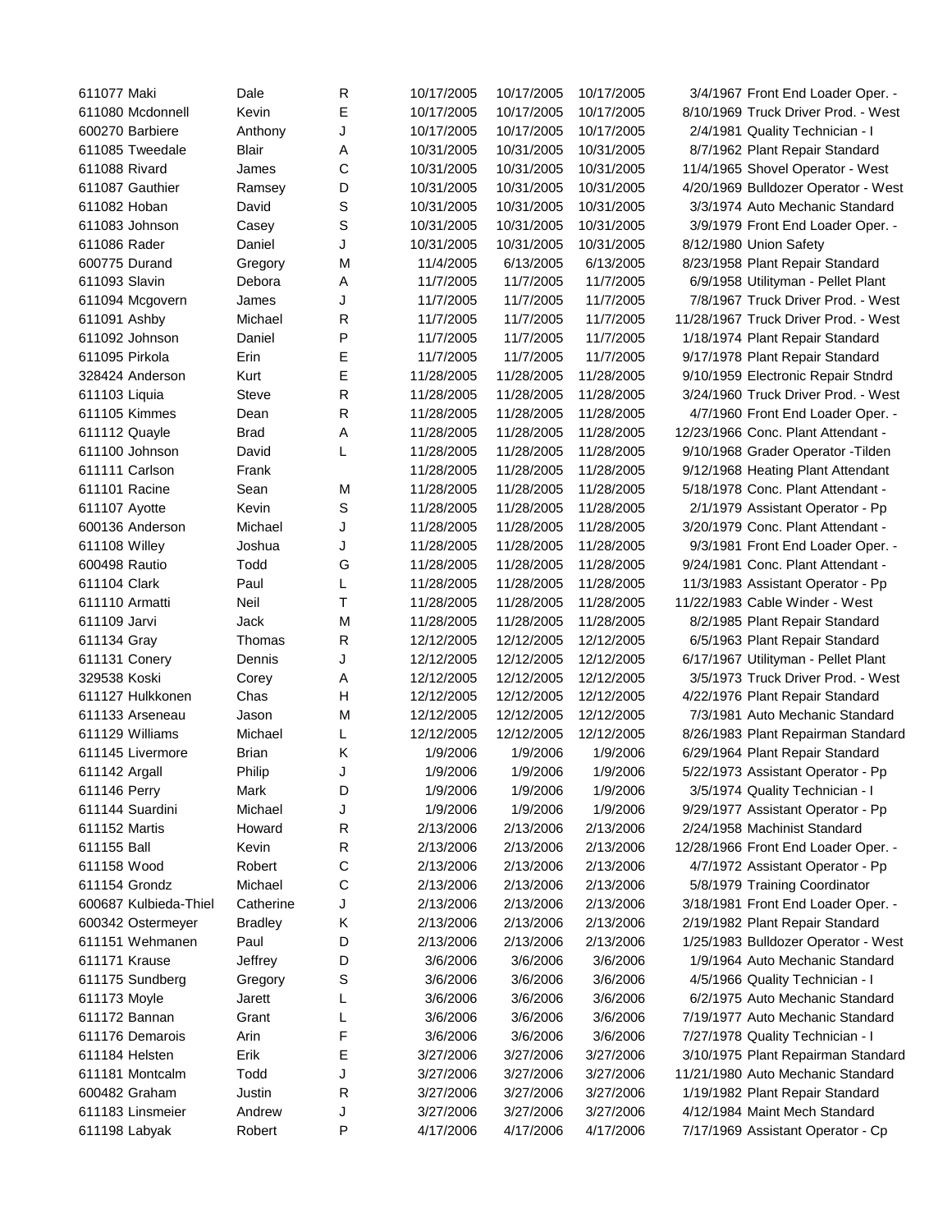| | | | | | | | | |
|---|---|---|---|---|---|---|---|---|
| 611077 | Maki | Dale | R | 10/17/2005 | 10/17/2005 | 10/17/2005 | 3/4/1967 | Front End Loader Oper. - |
| 611080 | Mcdonnell | Kevin | E | 10/17/2005 | 10/17/2005 | 10/17/2005 | 8/10/1969 | Truck Driver Prod. - West |
| 600270 | Barbiere | Anthony | J | 10/17/2005 | 10/17/2005 | 10/17/2005 | 2/4/1981 | Quality Technician - I |
| 611085 | Tweedale | Blair | A | 10/31/2005 | 10/31/2005 | 10/31/2005 | 8/7/1962 | Plant Repair Standard |
| 611088 | Rivard | James | C | 10/31/2005 | 10/31/2005 | 10/31/2005 | 11/4/1965 | Shovel Operator - West |
| 611087 | Gauthier | Ramsey | D | 10/31/2005 | 10/31/2005 | 10/31/2005 | 4/20/1969 | Bulldozer Operator - West |
| 611082 | Hoban | David | S | 10/31/2005 | 10/31/2005 | 10/31/2005 | 3/3/1974 | Auto Mechanic Standard |
| 611083 | Johnson | Casey | S | 10/31/2005 | 10/31/2005 | 10/31/2005 | 3/9/1979 | Front End Loader Oper. - |
| 611086 | Rader | Daniel | J | 10/31/2005 | 10/31/2005 | 10/31/2005 | 8/12/1980 | Union Safety |
| 600775 | Durand | Gregory | M | 11/4/2005 | 6/13/2005 | 6/13/2005 | 8/23/1958 | Plant Repair Standard |
| 611093 | Slavin | Debora | A | 11/7/2005 | 11/7/2005 | 11/7/2005 | 6/9/1958 | Utilityman - Pellet Plant |
| 611094 | Mcgovern | James | J | 11/7/2005 | 11/7/2005 | 11/7/2005 | 7/8/1967 | Truck Driver Prod. - West |
| 611091 | Ashby | Michael | R | 11/7/2005 | 11/7/2005 | 11/7/2005 | 11/28/1967 | Truck Driver Prod. - West |
| 611092 | Johnson | Daniel | P | 11/7/2005 | 11/7/2005 | 11/7/2005 | 1/18/1974 | Plant Repair Standard |
| 611095 | Pirkola | Erin | E | 11/7/2005 | 11/7/2005 | 11/7/2005 | 9/17/1978 | Plant Repair Standard |
| 328424 | Anderson | Kurt | E | 11/28/2005 | 11/28/2005 | 11/28/2005 | 9/10/1959 | Electronic Repair Stndrd |
| 611103 | Liquia | Steve | R | 11/28/2005 | 11/28/2005 | 11/28/2005 | 3/24/1960 | Truck Driver Prod. - West |
| 611105 | Kimmes | Dean | R | 11/28/2005 | 11/28/2005 | 11/28/2005 | 4/7/1960 | Front End Loader Oper. - |
| 611112 | Quayle | Brad | A | 11/28/2005 | 11/28/2005 | 11/28/2005 | 12/23/1966 | Conc. Plant Attendant - |
| 611100 | Johnson | David | L | 11/28/2005 | 11/28/2005 | 11/28/2005 | 9/10/1968 | Grader Operator -Tilden |
| 611111 | Carlson | Frank | | 11/28/2005 | 11/28/2005 | 11/28/2005 | 9/12/1968 | Heating Plant Attendant |
| 611101 | Racine | Sean | M | 11/28/2005 | 11/28/2005 | 11/28/2005 | 5/18/1978 | Conc. Plant Attendant - |
| 611107 | Ayotte | Kevin | S | 11/28/2005 | 11/28/2005 | 11/28/2005 | 2/1/1979 | Assistant Operator - Pp |
| 600136 | Anderson | Michael | J | 11/28/2005 | 11/28/2005 | 11/28/2005 | 3/20/1979 | Conc. Plant Attendant - |
| 611108 | Willey | Joshua | J | 11/28/2005 | 11/28/2005 | 11/28/2005 | 9/3/1981 | Front End Loader Oper. - |
| 600498 | Rautio | Todd | G | 11/28/2005 | 11/28/2005 | 11/28/2005 | 9/24/1981 | Conc. Plant Attendant - |
| 611104 | Clark | Paul | L | 11/28/2005 | 11/28/2005 | 11/28/2005 | 11/3/1983 | Assistant Operator - Pp |
| 611110 | Armatti | Neil | T | 11/28/2005 | 11/28/2005 | 11/28/2005 | 11/22/1983 | Cable Winder - West |
| 611109 | Jarvi | Jack | M | 11/28/2005 | 11/28/2005 | 11/28/2005 | 8/2/1985 | Plant Repair Standard |
| 611134 | Gray | Thomas | R | 12/12/2005 | 12/12/2005 | 12/12/2005 | 6/5/1963 | Plant Repair Standard |
| 611131 | Conery | Dennis | J | 12/12/2005 | 12/12/2005 | 12/12/2005 | 6/17/1967 | Utilityman - Pellet Plant |
| 329538 | Koski | Corey | A | 12/12/2005 | 12/12/2005 | 12/12/2005 | 3/5/1973 | Truck Driver Prod. - West |
| 611127 | Hulkkonen | Chas | H | 12/12/2005 | 12/12/2005 | 12/12/2005 | 4/22/1976 | Plant Repair Standard |
| 611133 | Arseneau | Jason | M | 12/12/2005 | 12/12/2005 | 12/12/2005 | 7/3/1981 | Auto Mechanic Standard |
| 611129 | Williams | Michael | L | 12/12/2005 | 12/12/2005 | 12/12/2005 | 8/26/1983 | Plant Repairman Standard |
| 611145 | Livermore | Brian | K | 1/9/2006 | 1/9/2006 | 1/9/2006 | 6/29/1964 | Plant Repair Standard |
| 611142 | Argall | Philip | J | 1/9/2006 | 1/9/2006 | 1/9/2006 | 5/22/1973 | Assistant Operator - Pp |
| 611146 | Perry | Mark | D | 1/9/2006 | 1/9/2006 | 1/9/2006 | 3/5/1974 | Quality Technician - I |
| 611144 | Suardini | Michael | J | 1/9/2006 | 1/9/2006 | 1/9/2006 | 9/29/1977 | Assistant Operator - Pp |
| 611152 | Martis | Howard | R | 2/13/2006 | 2/13/2006 | 2/13/2006 | 2/24/1958 | Machinist Standard |
| 611155 | Ball | Kevin | R | 2/13/2006 | 2/13/2006 | 2/13/2006 | 12/28/1966 | Front End Loader Oper. - |
| 611158 | Wood | Robert | C | 2/13/2006 | 2/13/2006 | 2/13/2006 | 4/7/1972 | Assistant Operator - Pp |
| 611154 | Grondz | Michael | C | 2/13/2006 | 2/13/2006 | 2/13/2006 | 5/8/1979 | Training Coordinator |
| 600687 | Kulbieda-Thiel | Catherine | J | 2/13/2006 | 2/13/2006 | 2/13/2006 | 3/18/1981 | Front End Loader Oper. - |
| 600342 | Ostermeyer | Bradley | K | 2/13/2006 | 2/13/2006 | 2/13/2006 | 2/19/1982 | Plant Repair Standard |
| 611151 | Wehmanen | Paul | D | 2/13/2006 | 2/13/2006 | 2/13/2006 | 1/25/1983 | Bulldozer Operator - West |
| 611171 | Krause | Jeffrey | D | 3/6/2006 | 3/6/2006 | 3/6/2006 | 1/9/1964 | Auto Mechanic Standard |
| 611175 | Sundberg | Gregory | S | 3/6/2006 | 3/6/2006 | 3/6/2006 | 4/5/1966 | Quality Technician - I |
| 611173 | Moyle | Jarett | L | 3/6/2006 | 3/6/2006 | 3/6/2006 | 6/2/1975 | Auto Mechanic Standard |
| 611172 | Bannan | Grant | L | 3/6/2006 | 3/6/2006 | 3/6/2006 | 7/19/1977 | Auto Mechanic Standard |
| 611176 | Demarois | Arin | F | 3/6/2006 | 3/6/2006 | 3/6/2006 | 7/27/1978 | Quality Technician - I |
| 611184 | Helsten | Erik | E | 3/27/2006 | 3/27/2006 | 3/27/2006 | 3/10/1975 | Plant Repairman Standard |
| 611181 | Montcalm | Todd | J | 3/27/2006 | 3/27/2006 | 3/27/2006 | 11/21/1980 | Auto Mechanic Standard |
| 600482 | Graham | Justin | R | 3/27/2006 | 3/27/2006 | 3/27/2006 | 1/19/1982 | Plant Repair Standard |
| 611183 | Linsmeier | Andrew | J | 3/27/2006 | 3/27/2006 | 3/27/2006 | 4/12/1984 | Maint Mech Standard |
| 611198 | Labyak | Robert | P | 4/17/2006 | 4/17/2006 | 4/17/2006 | 7/17/1969 | Assistant Operator - Cp |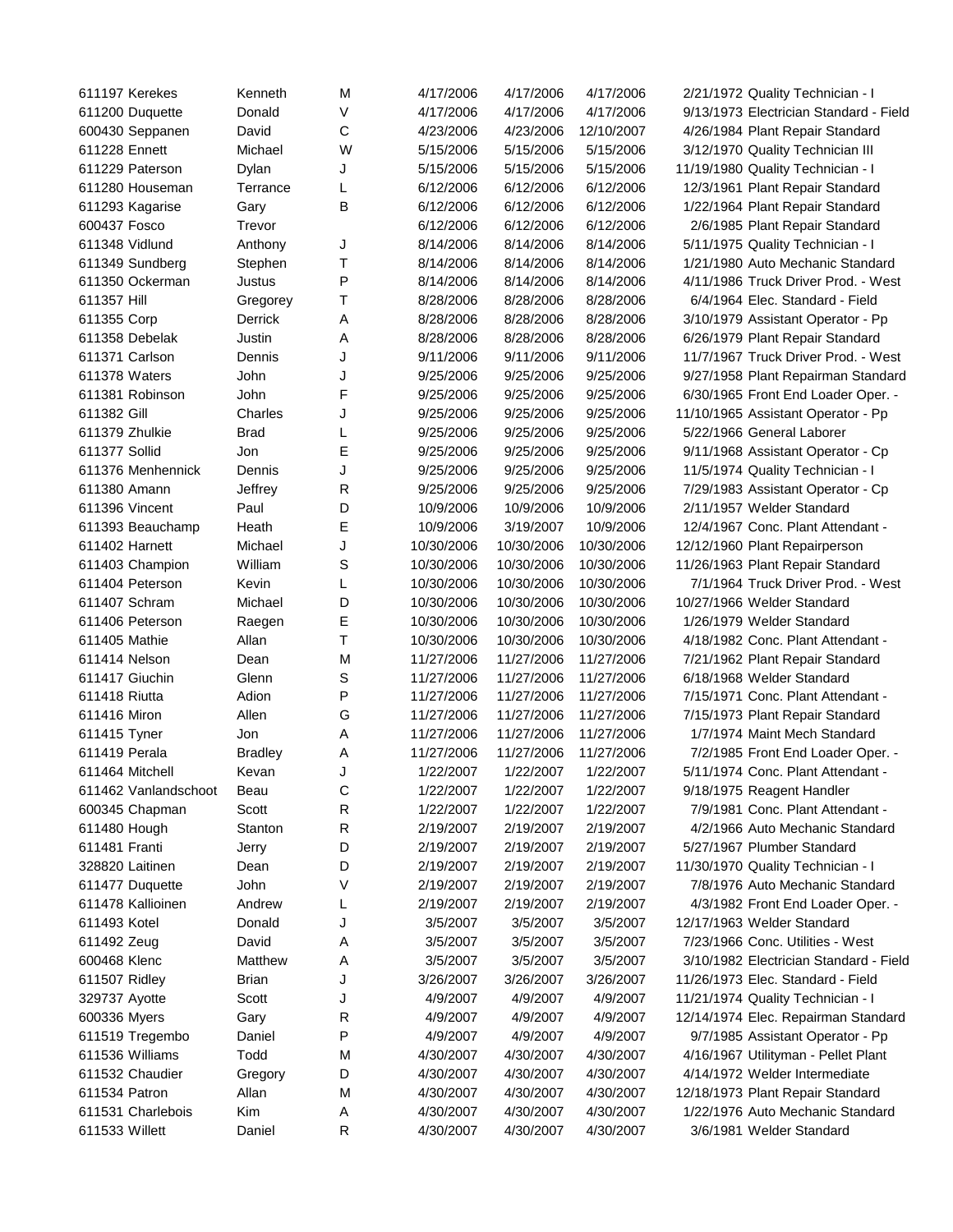| | | | | | | | |
|---|---|---|---|---|---|---|---|
| 611197 | Kerekes | Kenneth | M | 4/17/2006 | 4/17/2006 | 4/17/2006 | 2/21/1972 Quality Technician - I |
| 611200 | Duquette | Donald | V | 4/17/2006 | 4/17/2006 | 4/17/2006 | 9/13/1973 Electrician Standard - Field |
| 600430 | Seppanen | David | C | 4/23/2006 | 4/23/2006 | 12/10/2007 | 4/26/1984 Plant Repair Standard |
| 611228 | Ennett | Michael | W | 5/15/2006 | 5/15/2006 | 5/15/2006 | 3/12/1970 Quality Technician III |
| 611229 | Paterson | Dylan | J | 5/15/2006 | 5/15/2006 | 5/15/2006 | 11/19/1980 Quality Technician - I |
| 611280 | Houseman | Terrance | L | 6/12/2006 | 6/12/2006 | 6/12/2006 | 12/3/1961 Plant Repair Standard |
| 611293 | Kagarise | Gary | B | 6/12/2006 | 6/12/2006 | 6/12/2006 | 1/22/1964 Plant Repair Standard |
| 600437 | Fosco | Trevor | | 6/12/2006 | 6/12/2006 | 6/12/2006 | 2/6/1985 Plant Repair Standard |
| 611348 | Vidlund | Anthony | J | 8/14/2006 | 8/14/2006 | 8/14/2006 | 5/11/1975 Quality Technician - I |
| 611349 | Sundberg | Stephen | T | 8/14/2006 | 8/14/2006 | 8/14/2006 | 1/21/1980 Auto Mechanic Standard |
| 611350 | Ockerman | Justus | P | 8/14/2006 | 8/14/2006 | 8/14/2006 | 4/11/1986 Truck Driver Prod. - West |
| 611357 | Hill | Gregorey | T | 8/28/2006 | 8/28/2006 | 8/28/2006 | 6/4/1964 Elec. Standard - Field |
| 611355 | Corp | Derrick | A | 8/28/2006 | 8/28/2006 | 8/28/2006 | 3/10/1979 Assistant Operator - Pp |
| 611358 | Debelak | Justin | A | 8/28/2006 | 8/28/2006 | 8/28/2006 | 6/26/1979 Plant Repair Standard |
| 611371 | Carlson | Dennis | J | 9/11/2006 | 9/11/2006 | 9/11/2006 | 11/7/1967 Truck Driver Prod. - West |
| 611378 | Waters | John | J | 9/25/2006 | 9/25/2006 | 9/25/2006 | 9/27/1958 Plant Repairman Standard |
| 611381 | Robinson | John | F | 9/25/2006 | 9/25/2006 | 9/25/2006 | 6/30/1965 Front End Loader Oper. - |
| 611382 | Gill | Charles | J | 9/25/2006 | 9/25/2006 | 9/25/2006 | 11/10/1965 Assistant Operator - Pp |
| 611379 | Zhulkie | Brad | L | 9/25/2006 | 9/25/2006 | 9/25/2006 | 5/22/1966 General Laborer |
| 611377 | Sollid | Jon | E | 9/25/2006 | 9/25/2006 | 9/25/2006 | 9/11/1968 Assistant Operator - Cp |
| 611376 | Menhennick | Dennis | J | 9/25/2006 | 9/25/2006 | 9/25/2006 | 11/5/1974 Quality Technician - I |
| 611380 | Amann | Jeffrey | R | 9/25/2006 | 9/25/2006 | 9/25/2006 | 7/29/1983 Assistant Operator - Cp |
| 611396 | Vincent | Paul | D | 10/9/2006 | 10/9/2006 | 10/9/2006 | 2/11/1957 Welder Standard |
| 611393 | Beauchamp | Heath | E | 10/9/2006 | 3/19/2007 | 10/9/2006 | 12/4/1967 Conc. Plant Attendant - |
| 611402 | Harnett | Michael | J | 10/30/2006 | 10/30/2006 | 10/30/2006 | 12/12/1960 Plant Repairperson |
| 611403 | Champion | William | S | 10/30/2006 | 10/30/2006 | 10/30/2006 | 11/26/1963 Plant Repair Standard |
| 611404 | Peterson | Kevin | L | 10/30/2006 | 10/30/2006 | 10/30/2006 | 7/1/1964 Truck Driver Prod. - West |
| 611407 | Schram | Michael | D | 10/30/2006 | 10/30/2006 | 10/30/2006 | 10/27/1966 Welder Standard |
| 611406 | Peterson | Raegen | E | 10/30/2006 | 10/30/2006 | 10/30/2006 | 1/26/1979 Welder Standard |
| 611405 | Mathie | Allan | T | 10/30/2006 | 10/30/2006 | 10/30/2006 | 4/18/1982 Conc. Plant Attendant - |
| 611414 | Nelson | Dean | M | 11/27/2006 | 11/27/2006 | 11/27/2006 | 7/21/1962 Plant Repair Standard |
| 611417 | Giuchin | Glenn | S | 11/27/2006 | 11/27/2006 | 11/27/2006 | 6/18/1968 Welder Standard |
| 611418 | Riutta | Adion | P | 11/27/2006 | 11/27/2006 | 11/27/2006 | 7/15/1971 Conc. Plant Attendant - |
| 611416 | Miron | Allen | G | 11/27/2006 | 11/27/2006 | 11/27/2006 | 7/15/1973 Plant Repair Standard |
| 611415 | Tyner | Jon | A | 11/27/2006 | 11/27/2006 | 11/27/2006 | 1/7/1974 Maint Mech Standard |
| 611419 | Perala | Bradley | A | 11/27/2006 | 11/27/2006 | 11/27/2006 | 7/2/1985 Front End Loader Oper. - |
| 611464 | Mitchell | Kevan | J | 1/22/2007 | 1/22/2007 | 1/22/2007 | 5/11/1974 Conc. Plant Attendant - |
| 611462 | Vanlandschoot | Beau | C | 1/22/2007 | 1/22/2007 | 1/22/2007 | 9/18/1975 Reagent Handler |
| 600345 | Chapman | Scott | R | 1/22/2007 | 1/22/2007 | 1/22/2007 | 7/9/1981 Conc. Plant Attendant - |
| 611480 | Hough | Stanton | R | 2/19/2007 | 2/19/2007 | 2/19/2007 | 4/2/1966 Auto Mechanic Standard |
| 611481 | Franti | Jerry | D | 2/19/2007 | 2/19/2007 | 2/19/2007 | 5/27/1967 Plumber Standard |
| 328820 | Laitinen | Dean | D | 2/19/2007 | 2/19/2007 | 2/19/2007 | 11/30/1970 Quality Technician - I |
| 611477 | Duquette | John | V | 2/19/2007 | 2/19/2007 | 2/19/2007 | 7/8/1976 Auto Mechanic Standard |
| 611478 | Kallioinen | Andrew | L | 2/19/2007 | 2/19/2007 | 2/19/2007 | 4/3/1982 Front End Loader Oper. - |
| 611493 | Kotel | Donald | J | 3/5/2007 | 3/5/2007 | 3/5/2007 | 12/17/1963 Welder Standard |
| 611492 | Zeug | David | A | 3/5/2007 | 3/5/2007 | 3/5/2007 | 7/23/1966 Conc. Utilities - West |
| 600468 | Klenc | Matthew | A | 3/5/2007 | 3/5/2007 | 3/5/2007 | 3/10/1982 Electrician Standard - Field |
| 611507 | Ridley | Brian | J | 3/26/2007 | 3/26/2007 | 3/26/2007 | 11/26/1973 Elec. Standard - Field |
| 329737 | Ayotte | Scott | J | 4/9/2007 | 4/9/2007 | 4/9/2007 | 11/21/1974 Quality Technician - I |
| 600336 | Myers | Gary | R | 4/9/2007 | 4/9/2007 | 4/9/2007 | 12/14/1974 Elec. Repairman Standard |
| 611519 | Tregembo | Daniel | P | 4/9/2007 | 4/9/2007 | 4/9/2007 | 9/7/1985 Assistant Operator - Pp |
| 611536 | Williams | Todd | M | 4/30/2007 | 4/30/2007 | 4/30/2007 | 4/16/1967 Utilityman - Pellet Plant |
| 611532 | Chaudier | Gregory | D | 4/30/2007 | 4/30/2007 | 4/30/2007 | 4/14/1972 Welder Intermediate |
| 611534 | Patron | Allan | M | 4/30/2007 | 4/30/2007 | 4/30/2007 | 12/18/1973 Plant Repair Standard |
| 611531 | Charlebois | Kim | A | 4/30/2007 | 4/30/2007 | 4/30/2007 | 1/22/1976 Auto Mechanic Standard |
| 611533 | Willett | Daniel | R | 4/30/2007 | 4/30/2007 | 4/30/2007 | 3/6/1981 Welder Standard |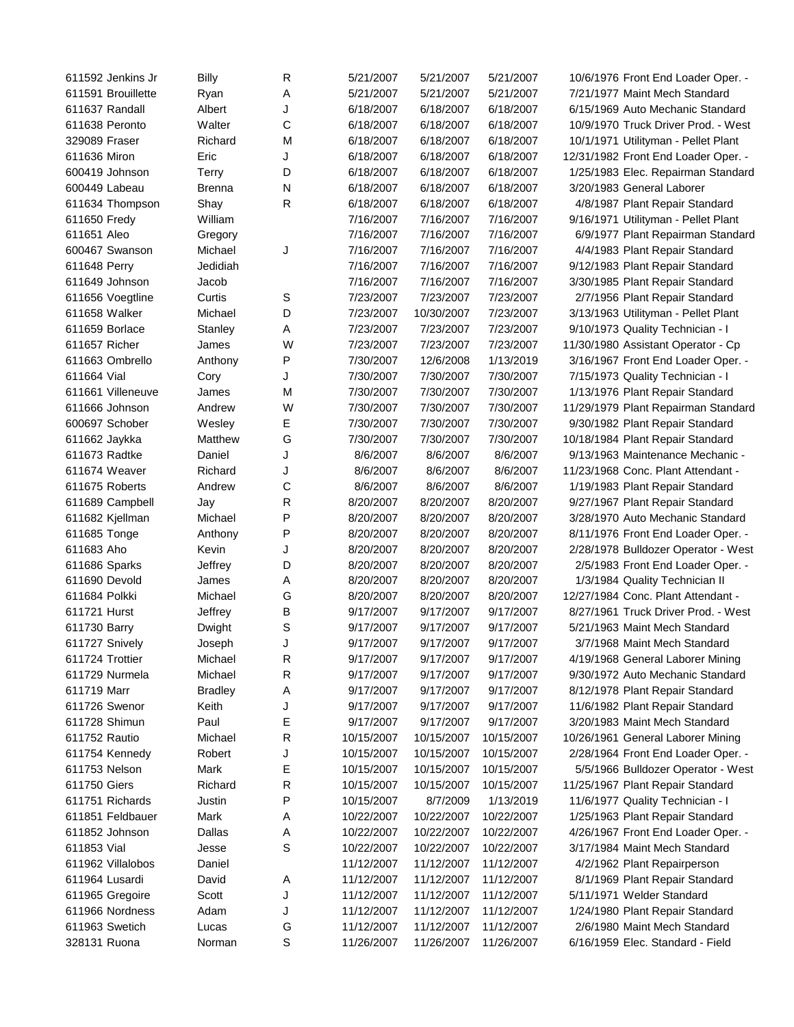| | | | | | | | |
|---|---|---|---|---|---|---|---|
| 611592 Jenkins Jr | Billy | R | 5/21/2007 | 5/21/2007 | 5/21/2007 | 10/6/1976 | Front End Loader Oper. - |
| 611591 Brouillette | Ryan | A | 5/21/2007 | 5/21/2007 | 5/21/2007 | 7/21/1977 | Maint Mech Standard |
| 611637 Randall | Albert | J | 6/18/2007 | 6/18/2007 | 6/18/2007 | 6/15/1969 | Auto Mechanic Standard |
| 611638 Peronto | Walter | C | 6/18/2007 | 6/18/2007 | 6/18/2007 | 10/9/1970 | Truck Driver Prod. - West |
| 329089 Fraser | Richard | M | 6/18/2007 | 6/18/2007 | 6/18/2007 | 10/1/1971 | Utilityman - Pellet Plant |
| 611636 Miron | Eric | J | 6/18/2007 | 6/18/2007 | 6/18/2007 | 12/31/1982 | Front End Loader Oper. - |
| 600419 Johnson | Terry | D | 6/18/2007 | 6/18/2007 | 6/18/2007 | 1/25/1983 | Elec. Repairman Standard |
| 600449 Labeau | Brenna | N | 6/18/2007 | 6/18/2007 | 6/18/2007 | 3/20/1983 | General Laborer |
| 611634 Thompson | Shay | R | 6/18/2007 | 6/18/2007 | 6/18/2007 | 4/8/1987 | Plant Repair Standard |
| 611650 Fredy | William | | 7/16/2007 | 7/16/2007 | 7/16/2007 | 9/16/1971 | Utilityman - Pellet Plant |
| 611651 Aleo | Gregory | | 7/16/2007 | 7/16/2007 | 7/16/2007 | 6/9/1977 | Plant Repairman Standard |
| 600467 Swanson | Michael | J | 7/16/2007 | 7/16/2007 | 7/16/2007 | 4/4/1983 | Plant Repair Standard |
| 611648 Perry | Jedidiah | | 7/16/2007 | 7/16/2007 | 7/16/2007 | 9/12/1983 | Plant Repair Standard |
| 611649 Johnson | Jacob | | 7/16/2007 | 7/16/2007 | 7/16/2007 | 3/30/1985 | Plant Repair Standard |
| 611656 Voegtline | Curtis | S | 7/23/2007 | 7/23/2007 | 7/23/2007 | 2/7/1956 | Plant Repair Standard |
| 611658 Walker | Michael | D | 7/23/2007 | 10/30/2007 | 7/23/2007 | 3/13/1963 | Utilityman - Pellet Plant |
| 611659 Borlace | Stanley | A | 7/23/2007 | 7/23/2007 | 7/23/2007 | 9/10/1973 | Quality Technician - I |
| 611657 Richer | James | W | 7/23/2007 | 7/23/2007 | 7/23/2007 | 11/30/1980 | Assistant Operator - Cp |
| 611663 Ombrello | Anthony | P | 7/30/2007 | 12/6/2008 | 1/13/2019 | 3/16/1967 | Front End Loader Oper. - |
| 611664 Vial | Cory | J | 7/30/2007 | 7/30/2007 | 7/30/2007 | 7/15/1973 | Quality Technician - I |
| 611661 Villeneuve | James | M | 7/30/2007 | 7/30/2007 | 7/30/2007 | 1/13/1976 | Plant Repair Standard |
| 611666 Johnson | Andrew | W | 7/30/2007 | 7/30/2007 | 7/30/2007 | 11/29/1979 | Plant Repairman Standard |
| 600697 Schober | Wesley | E | 7/30/2007 | 7/30/2007 | 7/30/2007 | 9/30/1982 | Plant Repair Standard |
| 611662 Jaykka | Matthew | G | 7/30/2007 | 7/30/2007 | 7/30/2007 | 10/18/1984 | Plant Repair Standard |
| 611673 Radtke | Daniel | J | 8/6/2007 | 8/6/2007 | 8/6/2007 | 9/13/1963 | Maintenance Mechanic - |
| 611674 Weaver | Richard | J | 8/6/2007 | 8/6/2007 | 8/6/2007 | 11/23/1968 | Conc. Plant Attendant - |
| 611675 Roberts | Andrew | C | 8/6/2007 | 8/6/2007 | 8/6/2007 | 1/19/1983 | Plant Repair Standard |
| 611689 Campbell | Jay | R | 8/20/2007 | 8/20/2007 | 8/20/2007 | 9/27/1967 | Plant Repair Standard |
| 611682 Kjellman | Michael | P | 8/20/2007 | 8/20/2007 | 8/20/2007 | 3/28/1970 | Auto Mechanic Standard |
| 611685 Tonge | Anthony | P | 8/20/2007 | 8/20/2007 | 8/20/2007 | 8/11/1976 | Front End Loader Oper. - |
| 611683 Aho | Kevin | J | 8/20/2007 | 8/20/2007 | 8/20/2007 | 2/28/1978 | Bulldozer Operator - West |
| 611686 Sparks | Jeffrey | D | 8/20/2007 | 8/20/2007 | 8/20/2007 | 2/5/1983 | Front End Loader Oper. - |
| 611690 Devold | James | A | 8/20/2007 | 8/20/2007 | 8/20/2007 | 1/3/1984 | Quality Technician II |
| 611684 Polkki | Michael | G | 8/20/2007 | 8/20/2007 | 8/20/2007 | 12/27/1984 | Conc. Plant Attendant - |
| 611721 Hurst | Jeffrey | B | 9/17/2007 | 9/17/2007 | 9/17/2007 | 8/27/1961 | Truck Driver Prod. - West |
| 611730 Barry | Dwight | S | 9/17/2007 | 9/17/2007 | 9/17/2007 | 5/21/1963 | Maint Mech Standard |
| 611727 Snively | Joseph | J | 9/17/2007 | 9/17/2007 | 9/17/2007 | 3/7/1968 | Maint Mech Standard |
| 611724 Trottier | Michael | R | 9/17/2007 | 9/17/2007 | 9/17/2007 | 4/19/1968 | General Laborer Mining |
| 611729 Nurmela | Michael | R | 9/17/2007 | 9/17/2007 | 9/17/2007 | 9/30/1972 | Auto Mechanic Standard |
| 611719 Marr | Bradley | A | 9/17/2007 | 9/17/2007 | 9/17/2007 | 8/12/1978 | Plant Repair Standard |
| 611726 Swenor | Keith | J | 9/17/2007 | 9/17/2007 | 9/17/2007 | 11/6/1982 | Plant Repair Standard |
| 611728 Shimun | Paul | E | 9/17/2007 | 9/17/2007 | 9/17/2007 | 3/20/1983 | Maint Mech Standard |
| 611752 Rautio | Michael | R | 10/15/2007 | 10/15/2007 | 10/15/2007 | 10/26/1961 | General Laborer Mining |
| 611754 Kennedy | Robert | J | 10/15/2007 | 10/15/2007 | 10/15/2007 | 2/28/1964 | Front End Loader Oper. - |
| 611753 Nelson | Mark | E | 10/15/2007 | 10/15/2007 | 10/15/2007 | 5/5/1966 | Bulldozer Operator - West |
| 611750 Giers | Richard | R | 10/15/2007 | 10/15/2007 | 10/15/2007 | 11/25/1967 | Plant Repair Standard |
| 611751 Richards | Justin | P | 10/15/2007 | 8/7/2009 | 1/13/2019 | 11/6/1977 | Quality Technician - I |
| 611851 Feldbauer | Mark | A | 10/22/2007 | 10/22/2007 | 10/22/2007 | 1/25/1963 | Plant Repair Standard |
| 611852 Johnson | Dallas | A | 10/22/2007 | 10/22/2007 | 10/22/2007 | 4/26/1967 | Front End Loader Oper. - |
| 611853 Vial | Jesse | S | 10/22/2007 | 10/22/2007 | 10/22/2007 | 3/17/1984 | Maint Mech Standard |
| 611962 Villalobos | Daniel | | 11/12/2007 | 11/12/2007 | 11/12/2007 | 4/2/1962 | Plant Repairperson |
| 611964 Lusardi | David | A | 11/12/2007 | 11/12/2007 | 11/12/2007 | 8/1/1969 | Plant Repair Standard |
| 611965 Gregoire | Scott | J | 11/12/2007 | 11/12/2007 | 11/12/2007 | 5/11/1971 | Welder Standard |
| 611966 Nordness | Adam | J | 11/12/2007 | 11/12/2007 | 11/12/2007 | 1/24/1980 | Plant Repair Standard |
| 611963 Swetich | Lucas | G | 11/12/2007 | 11/12/2007 | 11/12/2007 | 2/6/1980 | Maint Mech Standard |
| 328131 Ruona | Norman | S | 11/26/2007 | 11/26/2007 | 11/26/2007 | 6/16/1959 | Elec. Standard - Field |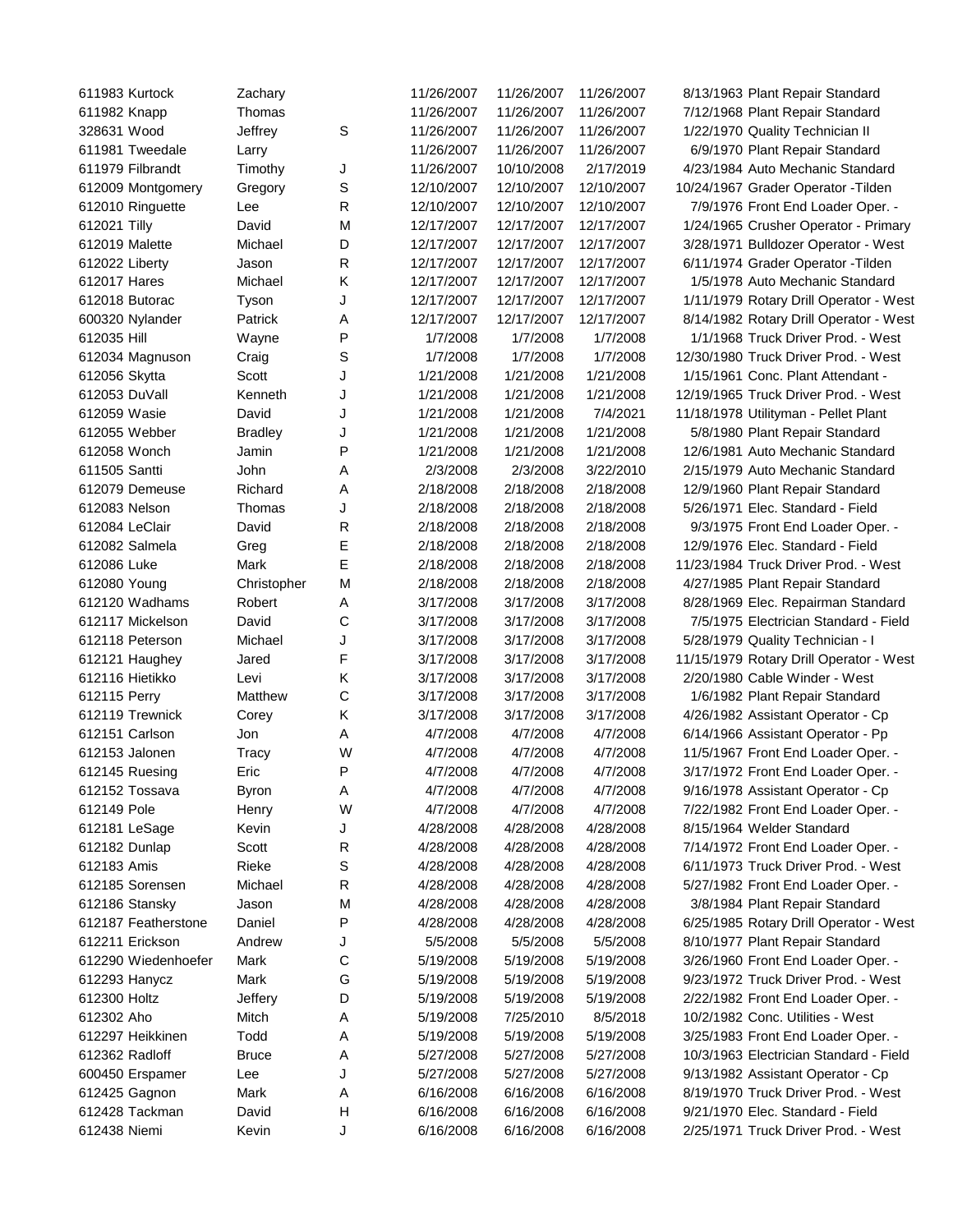| | | | | | | | | |
|---|---|---|---|---|---|---|---|---|
| 611983 | Kurtock | Zachary | | 11/26/2007 | 11/26/2007 | 11/26/2007 | 8/13/1963 | Plant Repair Standard |
| 611982 | Knapp | Thomas | | 11/26/2007 | 11/26/2007 | 11/26/2007 | 7/12/1968 | Plant Repair Standard |
| 328631 | Wood | Jeffrey | S | 11/26/2007 | 11/26/2007 | 11/26/2007 | 1/22/1970 | Quality Technician II |
| 611981 | Tweedale | Larry | | 11/26/2007 | 11/26/2007 | 11/26/2007 | 6/9/1970 | Plant Repair Standard |
| 611979 | Filbrandt | Timothy | J | 11/26/2007 | 10/10/2008 | 2/17/2019 | 4/23/1984 | Auto Mechanic Standard |
| 612009 | Montgomery | Gregory | S | 12/10/2007 | 12/10/2007 | 12/10/2007 | 10/24/1967 | Grader Operator -Tilden |
| 612010 | Ringuette | Lee | R | 12/10/2007 | 12/10/2007 | 12/10/2007 | 7/9/1976 | Front End Loader Oper. - |
| 612021 | Tilly | David | M | 12/17/2007 | 12/17/2007 | 12/17/2007 | 1/24/1965 | Crusher Operator - Primary |
| 612019 | Malette | Michael | D | 12/17/2007 | 12/17/2007 | 12/17/2007 | 3/28/1971 | Bulldozer Operator - West |
| 612022 | Liberty | Jason | R | 12/17/2007 | 12/17/2007 | 12/17/2007 | 6/11/1974 | Grader Operator -Tilden |
| 612017 | Hares | Michael | K | 12/17/2007 | 12/17/2007 | 12/17/2007 | 1/5/1978 | Auto Mechanic Standard |
| 612018 | Butorac | Tyson | J | 12/17/2007 | 12/17/2007 | 12/17/2007 | 1/11/1979 | Rotary Drill Operator - West |
| 600320 | Nylander | Patrick | A | 12/17/2007 | 12/17/2007 | 12/17/2007 | 8/14/1982 | Rotary Drill Operator - West |
| 612035 | Hill | Wayne | P | 1/7/2008 | 1/7/2008 | 1/7/2008 | 1/1/1968 | Truck Driver Prod. - West |
| 612034 | Magnuson | Craig | S | 1/7/2008 | 1/7/2008 | 1/7/2008 | 12/30/1980 | Truck Driver Prod. - West |
| 612056 | Skytta | Scott | J | 1/21/2008 | 1/21/2008 | 1/21/2008 | 1/15/1961 | Conc. Plant Attendant - |
| 612053 | DuVall | Kenneth | J | 1/21/2008 | 1/21/2008 | 1/21/2008 | 12/19/1965 | Truck Driver Prod. - West |
| 612059 | Wasie | David | J | 1/21/2008 | 1/21/2008 | 7/4/2021 | 11/18/1978 | Utilityman - Pellet Plant |
| 612055 | Webber | Bradley | J | 1/21/2008 | 1/21/2008 | 1/21/2008 | 5/8/1980 | Plant Repair Standard |
| 612058 | Wonch | Jamin | P | 1/21/2008 | 1/21/2008 | 1/21/2008 | 12/6/1981 | Auto Mechanic Standard |
| 611505 | Santti | John | A | 2/3/2008 | 2/3/2008 | 3/22/2010 | 2/15/1979 | Auto Mechanic Standard |
| 612079 | Demeuse | Richard | A | 2/18/2008 | 2/18/2008 | 2/18/2008 | 12/9/1960 | Plant Repair Standard |
| 612083 | Nelson | Thomas | J | 2/18/2008 | 2/18/2008 | 2/18/2008 | 5/26/1971 | Elec. Standard - Field |
| 612084 | LeClair | David | R | 2/18/2008 | 2/18/2008 | 2/18/2008 | 9/3/1975 | Front End Loader Oper. - |
| 612082 | Salmela | Greg | E | 2/18/2008 | 2/18/2008 | 2/18/2008 | 12/9/1976 | Elec. Standard - Field |
| 612086 | Luke | Mark | E | 2/18/2008 | 2/18/2008 | 2/18/2008 | 11/23/1984 | Truck Driver Prod. - West |
| 612080 | Young | Christopher | M | 2/18/2008 | 2/18/2008 | 2/18/2008 | 4/27/1985 | Plant Repair Standard |
| 612120 | Wadhams | Robert | A | 3/17/2008 | 3/17/2008 | 3/17/2008 | 8/28/1969 | Elec. Repairman Standard |
| 612117 | Mickelson | David | C | 3/17/2008 | 3/17/2008 | 3/17/2008 | 7/5/1975 | Electrician Standard - Field |
| 612118 | Peterson | Michael | J | 3/17/2008 | 3/17/2008 | 3/17/2008 | 5/28/1979 | Quality Technician - I |
| 612121 | Haughey | Jared | F | 3/17/2008 | 3/17/2008 | 3/17/2008 | 11/15/1979 | Rotary Drill Operator - West |
| 612116 | Hietikko | Levi | K | 3/17/2008 | 3/17/2008 | 3/17/2008 | 2/20/1980 | Cable Winder - West |
| 612115 | Perry | Matthew | C | 3/17/2008 | 3/17/2008 | 3/17/2008 | 1/6/1982 | Plant Repair Standard |
| 612119 | Trewnick | Corey | K | 3/17/2008 | 3/17/2008 | 3/17/2008 | 4/26/1982 | Assistant Operator - Cp |
| 612151 | Carlson | Jon | A | 4/7/2008 | 4/7/2008 | 4/7/2008 | 6/14/1966 | Assistant Operator - Pp |
| 612153 | Jalonen | Tracy | W | 4/7/2008 | 4/7/2008 | 4/7/2008 | 11/5/1967 | Front End Loader Oper. - |
| 612145 | Ruesing | Eric | P | 4/7/2008 | 4/7/2008 | 4/7/2008 | 3/17/1972 | Front End Loader Oper. - |
| 612152 | Tossava | Byron | A | 4/7/2008 | 4/7/2008 | 4/7/2008 | 9/16/1978 | Assistant Operator - Cp |
| 612149 | Pole | Henry | W | 4/7/2008 | 4/7/2008 | 4/7/2008 | 7/22/1982 | Front End Loader Oper. - |
| 612181 | LeSage | Kevin | J | 4/28/2008 | 4/28/2008 | 4/28/2008 | 8/15/1964 | Welder Standard |
| 612182 | Dunlap | Scott | R | 4/28/2008 | 4/28/2008 | 4/28/2008 | 7/14/1972 | Front End Loader Oper. - |
| 612183 | Amis | Rieke | S | 4/28/2008 | 4/28/2008 | 4/28/2008 | 6/11/1973 | Truck Driver Prod. - West |
| 612185 | Sorensen | Michael | R | 4/28/2008 | 4/28/2008 | 4/28/2008 | 5/27/1982 | Front End Loader Oper. - |
| 612186 | Stansky | Jason | M | 4/28/2008 | 4/28/2008 | 4/28/2008 | 3/8/1984 | Plant Repair Standard |
| 612187 | Featherstone | Daniel | P | 4/28/2008 | 4/28/2008 | 4/28/2008 | 6/25/1985 | Rotary Drill Operator - West |
| 612211 | Erickson | Andrew | J | 5/5/2008 | 5/5/2008 | 5/5/2008 | 8/10/1977 | Plant Repair Standard |
| 612290 | Wiedenhoefer | Mark | C | 5/19/2008 | 5/19/2008 | 5/19/2008 | 3/26/1960 | Front End Loader Oper. - |
| 612293 | Hanycz | Mark | G | 5/19/2008 | 5/19/2008 | 5/19/2008 | 9/23/1972 | Truck Driver Prod. - West |
| 612300 | Holtz | Jeffery | D | 5/19/2008 | 5/19/2008 | 5/19/2008 | 2/22/1982 | Front End Loader Oper. - |
| 612302 | Aho | Mitch | A | 5/19/2008 | 7/25/2010 | 8/5/2018 | 10/2/1982 | Conc. Utilities - West |
| 612297 | Heikkinen | Todd | A | 5/19/2008 | 5/19/2008 | 5/19/2008 | 3/25/1983 | Front End Loader Oper. - |
| 612362 | Radloff | Bruce | A | 5/27/2008 | 5/27/2008 | 5/27/2008 | 10/3/1963 | Electrician Standard - Field |
| 600450 | Erspamer | Lee | J | 5/27/2008 | 5/27/2008 | 5/27/2008 | 9/13/1982 | Assistant Operator - Cp |
| 612425 | Gagnon | Mark | A | 6/16/2008 | 6/16/2008 | 6/16/2008 | 8/19/1970 | Truck Driver Prod. - West |
| 612428 | Tackman | David | H | 6/16/2008 | 6/16/2008 | 6/16/2008 | 9/21/1970 | Elec. Standard - Field |
| 612438 | Niemi | Kevin | J | 6/16/2008 | 6/16/2008 | 6/16/2008 | 2/25/1971 | Truck Driver Prod. - West |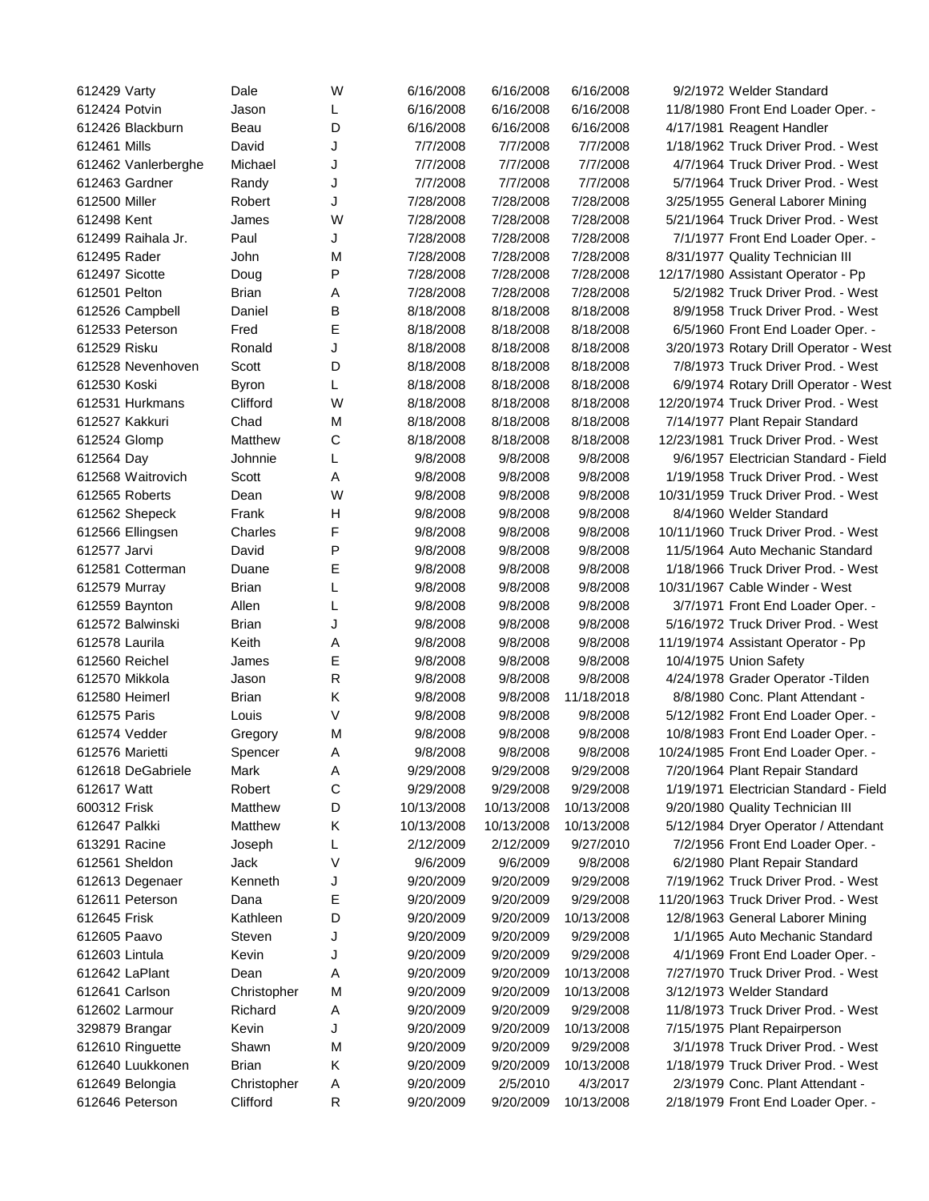| | | | | | | | | |
|---|---|---|---|---|---|---|---|---|
| 612429 | Varty | Dale | W | 6/16/2008 | 6/16/2008 | 6/16/2008 | 9/2/1972 | Welder Standard |
| 612424 | Potvin | Jason | L | 6/16/2008 | 6/16/2008 | 6/16/2008 | 11/8/1980 | Front End Loader Oper. - |
| 612426 | Blackburn | Beau | D | 6/16/2008 | 6/16/2008 | 6/16/2008 | 4/17/1981 | Reagent Handler |
| 612461 | Mills | David | J | 7/7/2008 | 7/7/2008 | 7/7/2008 | 1/18/1962 | Truck Driver Prod. - West |
| 612462 | Vanlerberghe | Michael | J | 7/7/2008 | 7/7/2008 | 7/7/2008 | 4/7/1964 | Truck Driver Prod. - West |
| 612463 | Gardner | Randy | J | 7/7/2008 | 7/7/2008 | 7/7/2008 | 5/7/1964 | Truck Driver Prod. - West |
| 612500 | Miller | Robert | J | 7/28/2008 | 7/28/2008 | 7/28/2008 | 3/25/1955 | General Laborer Mining |
| 612498 | Kent | James | W | 7/28/2008 | 7/28/2008 | 7/28/2008 | 5/21/1964 | Truck Driver Prod. - West |
| 612499 | Raihala Jr. | Paul | J | 7/28/2008 | 7/28/2008 | 7/28/2008 | 7/1/1977 | Front End Loader Oper. - |
| 612495 | Rader | John | M | 7/28/2008 | 7/28/2008 | 7/28/2008 | 8/31/1977 | Quality Technician III |
| 612497 | Sicotte | Doug | P | 7/28/2008 | 7/28/2008 | 7/28/2008 | 12/17/1980 | Assistant Operator - Pp |
| 612501 | Pelton | Brian | A | 7/28/2008 | 7/28/2008 | 7/28/2008 | 5/2/1982 | Truck Driver Prod. - West |
| 612526 | Campbell | Daniel | B | 8/18/2008 | 8/18/2008 | 8/18/2008 | 8/9/1958 | Truck Driver Prod. - West |
| 612533 | Peterson | Fred | E | 8/18/2008 | 8/18/2008 | 8/18/2008 | 6/5/1960 | Front End Loader Oper. - |
| 612529 | Risku | Ronald | J | 8/18/2008 | 8/18/2008 | 8/18/2008 | 3/20/1973 | Rotary Drill Operator - West |
| 612528 | Nevenhoven | Scott | D | 8/18/2008 | 8/18/2008 | 8/18/2008 | 7/8/1973 | Truck Driver Prod. - West |
| 612530 | Koski | Byron | L | 8/18/2008 | 8/18/2008 | 8/18/2008 | 6/9/1974 | Rotary Drill Operator - West |
| 612531 | Hurkmans | Clifford | W | 8/18/2008 | 8/18/2008 | 8/18/2008 | 12/20/1974 | Truck Driver Prod. - West |
| 612527 | Kakkuri | Chad | M | 8/18/2008 | 8/18/2008 | 8/18/2008 | 7/14/1977 | Plant Repair Standard |
| 612524 | Glomp | Matthew | C | 8/18/2008 | 8/18/2008 | 8/18/2008 | 12/23/1981 | Truck Driver Prod. - West |
| 612564 | Day | Johnnie | L | 9/8/2008 | 9/8/2008 | 9/8/2008 | 9/6/1957 | Electrician Standard - Field |
| 612568 | Waitrovich | Scott | A | 9/8/2008 | 9/8/2008 | 9/8/2008 | 1/19/1958 | Truck Driver Prod. - West |
| 612565 | Roberts | Dean | W | 9/8/2008 | 9/8/2008 | 9/8/2008 | 10/31/1959 | Truck Driver Prod. - West |
| 612562 | Shepeck | Frank | H | 9/8/2008 | 9/8/2008 | 9/8/2008 | 8/4/1960 | Welder Standard |
| 612566 | Ellingsen | Charles | F | 9/8/2008 | 9/8/2008 | 9/8/2008 | 10/11/1960 | Truck Driver Prod. - West |
| 612577 | Jarvi | David | P | 9/8/2008 | 9/8/2008 | 9/8/2008 | 11/5/1964 | Auto Mechanic Standard |
| 612581 | Cotterman | Duane | E | 9/8/2008 | 9/8/2008 | 9/8/2008 | 1/18/1966 | Truck Driver Prod. - West |
| 612579 | Murray | Brian | L | 9/8/2008 | 9/8/2008 | 9/8/2008 | 10/31/1967 | Cable Winder - West |
| 612559 | Baynton | Allen | L | 9/8/2008 | 9/8/2008 | 9/8/2008 | 3/7/1971 | Front End Loader Oper. - |
| 612572 | Balwinski | Brian | J | 9/8/2008 | 9/8/2008 | 9/8/2008 | 5/16/1972 | Truck Driver Prod. - West |
| 612578 | Laurila | Keith | A | 9/8/2008 | 9/8/2008 | 9/8/2008 | 11/19/1974 | Assistant Operator - Pp |
| 612560 | Reichel | James | E | 9/8/2008 | 9/8/2008 | 9/8/2008 | 10/4/1975 | Union Safety |
| 612570 | Mikkola | Jason | R | 9/8/2008 | 9/8/2008 | 9/8/2008 | 4/24/1978 | Grader Operator -Tilden |
| 612580 | Heimerl | Brian | K | 9/8/2008 | 9/8/2008 | 11/18/2018 | 8/8/1980 | Conc. Plant Attendant - |
| 612575 | Paris | Louis | V | 9/8/2008 | 9/8/2008 | 9/8/2008 | 5/12/1982 | Front End Loader Oper. - |
| 612574 | Vedder | Gregory | M | 9/8/2008 | 9/8/2008 | 9/8/2008 | 10/8/1983 | Front End Loader Oper. - |
| 612576 | Marietti | Spencer | A | 9/8/2008 | 9/8/2008 | 9/8/2008 | 10/24/1985 | Front End Loader Oper. - |
| 612618 | DeGabriele | Mark | A | 9/29/2008 | 9/29/2008 | 9/29/2008 | 7/20/1964 | Plant Repair Standard |
| 612617 | Watt | Robert | C | 9/29/2008 | 9/29/2008 | 9/29/2008 | 1/19/1971 | Electrician Standard - Field |
| 600312 | Frisk | Matthew | D | 10/13/2008 | 10/13/2008 | 10/13/2008 | 9/20/1980 | Quality Technician III |
| 612647 | Palkki | Matthew | K | 10/13/2008 | 10/13/2008 | 10/13/2008 | 5/12/1984 | Dryer Operator / Attendant |
| 613291 | Racine | Joseph | L | 2/12/2009 | 2/12/2009 | 9/27/2010 | 7/2/1956 | Front End Loader Oper. - |
| 612561 | Sheldon | Jack | V | 9/6/2009 | 9/6/2009 | 9/8/2008 | 6/2/1980 | Plant Repair Standard |
| 612613 | Degenaer | Kenneth | J | 9/20/2009 | 9/20/2009 | 9/29/2008 | 7/19/1962 | Truck Driver Prod. - West |
| 612611 | Peterson | Dana | E | 9/20/2009 | 9/20/2009 | 9/29/2008 | 11/20/1963 | Truck Driver Prod. - West |
| 612645 | Frisk | Kathleen | D | 9/20/2009 | 9/20/2009 | 10/13/2008 | 12/8/1963 | General Laborer Mining |
| 612605 | Paavo | Steven | J | 9/20/2009 | 9/20/2009 | 9/29/2008 | 1/1/1965 | Auto Mechanic Standard |
| 612603 | Lintula | Kevin | J | 9/20/2009 | 9/20/2009 | 9/29/2008 | 4/1/1969 | Front End Loader Oper. - |
| 612642 | LaPlant | Dean | A | 9/20/2009 | 9/20/2009 | 10/13/2008 | 7/27/1970 | Truck Driver Prod. - West |
| 612641 | Carlson | Christopher | M | 9/20/2009 | 9/20/2009 | 10/13/2008 | 3/12/1973 | Welder Standard |
| 612602 | Larmour | Richard | A | 9/20/2009 | 9/20/2009 | 9/29/2008 | 11/8/1973 | Truck Driver Prod. - West |
| 329879 | Brangar | Kevin | J | 9/20/2009 | 9/20/2009 | 10/13/2008 | 7/15/1975 | Plant Repairperson |
| 612610 | Ringuette | Shawn | M | 9/20/2009 | 9/20/2009 | 9/29/2008 | 3/1/1978 | Truck Driver Prod. - West |
| 612640 | Luukkonen | Brian | K | 9/20/2009 | 9/20/2009 | 10/13/2008 | 1/18/1979 | Truck Driver Prod. - West |
| 612649 | Belongia | Christopher | A | 9/20/2009 | 2/5/2010 | 4/3/2017 | 2/3/1979 | Conc. Plant Attendant - |
| 612646 | Peterson | Clifford | R | 9/20/2009 | 9/20/2009 | 10/13/2008 | 2/18/1979 | Front End Loader Oper. - |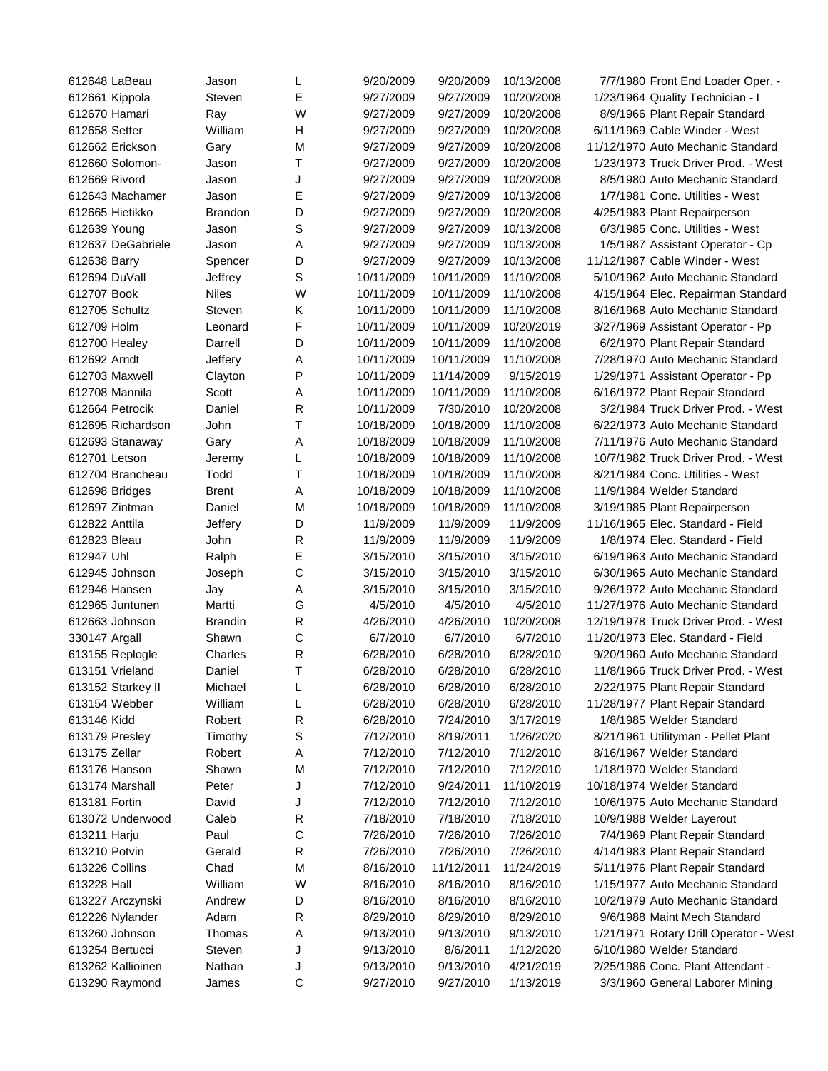| | | | | | | | | |
|---|---|---|---|---|---|---|---|---|
| 612648 | LaBeau | Jason | L | 9/20/2009 | 9/20/2009 | 10/13/2008 | 7/7/1980 | Front End Loader Oper. - |
| 612661 | Kippola | Steven | E | 9/27/2009 | 9/27/2009 | 10/20/2008 | 1/23/1964 | Quality Technician - I |
| 612670 | Hamari | Ray | W | 9/27/2009 | 9/27/2009 | 10/20/2008 | 8/9/1966 | Plant Repair Standard |
| 612658 | Setter | William | H | 9/27/2009 | 9/27/2009 | 10/20/2008 | 6/11/1969 | Cable Winder - West |
| 612662 | Erickson | Gary | M | 9/27/2009 | 9/27/2009 | 10/20/2008 | 11/12/1970 | Auto Mechanic Standard |
| 612660 | Solomon- | Jason | T | 9/27/2009 | 9/27/2009 | 10/20/2008 | 1/23/1973 | Truck Driver Prod. - West |
| 612669 | Rivord | Jason | J | 9/27/2009 | 9/27/2009 | 10/20/2008 | 8/5/1980 | Auto Mechanic Standard |
| 612643 | Machamer | Jason | E | 9/27/2009 | 9/27/2009 | 10/13/2008 | 1/7/1981 | Conc. Utilities - West |
| 612665 | Hietikko | Brandon | D | 9/27/2009 | 9/27/2009 | 10/20/2008 | 4/25/1983 | Plant Repairperson |
| 612639 | Young | Jason | S | 9/27/2009 | 9/27/2009 | 10/13/2008 | 6/3/1985 | Conc. Utilities - West |
| 612637 | DeGabriele | Jason | A | 9/27/2009 | 9/27/2009 | 10/13/2008 | 1/5/1987 | Assistant Operator - Cp |
| 612638 | Barry | Spencer | D | 9/27/2009 | 9/27/2009 | 10/13/2008 | 11/12/1987 | Cable Winder - West |
| 612694 | DuVall | Jeffrey | S | 10/11/2009 | 10/11/2009 | 11/10/2008 | 5/10/1962 | Auto Mechanic Standard |
| 612707 | Book | Niles | W | 10/11/2009 | 10/11/2009 | 11/10/2008 | 4/15/1964 | Elec. Repairman Standard |
| 612705 | Schultz | Steven | K | 10/11/2009 | 10/11/2009 | 11/10/2008 | 8/16/1968 | Auto Mechanic Standard |
| 612709 | Holm | Leonard | F | 10/11/2009 | 10/11/2009 | 10/20/2019 | 3/27/1969 | Assistant Operator - Pp |
| 612700 | Healey | Darrell | D | 10/11/2009 | 10/11/2009 | 11/10/2008 | 6/2/1970 | Plant Repair Standard |
| 612692 | Arndt | Jeffery | A | 10/11/2009 | 10/11/2009 | 11/10/2008 | 7/28/1970 | Auto Mechanic Standard |
| 612703 | Maxwell | Clayton | P | 10/11/2009 | 11/14/2009 | 9/15/2019 | 1/29/1971 | Assistant Operator - Pp |
| 612708 | Mannila | Scott | A | 10/11/2009 | 10/11/2009 | 11/10/2008 | 6/16/1972 | Plant Repair Standard |
| 612664 | Petrocik | Daniel | R | 10/11/2009 | 7/30/2010 | 10/20/2008 | 3/2/1984 | Truck Driver Prod. - West |
| 612695 | Richardson | John | T | 10/18/2009 | 10/18/2009 | 11/10/2008 | 6/22/1973 | Auto Mechanic Standard |
| 612693 | Stanaway | Gary | A | 10/18/2009 | 10/18/2009 | 11/10/2008 | 7/11/1976 | Auto Mechanic Standard |
| 612701 | Letson | Jeremy | L | 10/18/2009 | 10/18/2009 | 11/10/2008 | 10/7/1982 | Truck Driver Prod. - West |
| 612704 | Brancheau | Todd | T | 10/18/2009 | 10/18/2009 | 11/10/2008 | 8/21/1984 | Conc. Utilities - West |
| 612698 | Bridges | Brent | A | 10/18/2009 | 10/18/2009 | 11/10/2008 | 11/9/1984 | Welder Standard |
| 612697 | Zintman | Daniel | M | 10/18/2009 | 10/18/2009 | 11/10/2008 | 3/19/1985 | Plant Repairperson |
| 612822 | Anttila | Jeffery | D | 11/9/2009 | 11/9/2009 | 11/9/2009 | 11/16/1965 | Elec. Standard - Field |
| 612823 | Bleau | John | R | 11/9/2009 | 11/9/2009 | 11/9/2009 | 1/8/1974 | Elec. Standard - Field |
| 612947 | Uhl | Ralph | E | 3/15/2010 | 3/15/2010 | 3/15/2010 | 6/19/1963 | Auto Mechanic Standard |
| 612945 | Johnson | Joseph | C | 3/15/2010 | 3/15/2010 | 3/15/2010 | 6/30/1965 | Auto Mechanic Standard |
| 612946 | Hansen | Jay | A | 3/15/2010 | 3/15/2010 | 3/15/2010 | 9/26/1972 | Auto Mechanic Standard |
| 612965 | Juntunen | Martti | G | 4/5/2010 | 4/5/2010 | 4/5/2010 | 11/27/1976 | Auto Mechanic Standard |
| 612663 | Johnson | Brandin | R | 4/26/2010 | 4/26/2010 | 10/20/2008 | 12/19/1978 | Truck Driver Prod. - West |
| 330147 | Argall | Shawn | C | 6/7/2010 | 6/7/2010 | 6/7/2010 | 11/20/1973 | Elec. Standard - Field |
| 613155 | Replogle | Charles | R | 6/28/2010 | 6/28/2010 | 6/28/2010 | 9/20/1960 | Auto Mechanic Standard |
| 613151 | Vrieland | Daniel | T | 6/28/2010 | 6/28/2010 | 6/28/2010 | 11/8/1966 | Truck Driver Prod. - West |
| 613152 | Starkey II | Michael | L | 6/28/2010 | 6/28/2010 | 6/28/2010 | 2/22/1975 | Plant Repair Standard |
| 613154 | Webber | William | L | 6/28/2010 | 6/28/2010 | 6/28/2010 | 11/28/1977 | Plant Repair Standard |
| 613146 | Kidd | Robert | R | 6/28/2010 | 7/24/2010 | 3/17/2019 | 1/8/1985 | Welder Standard |
| 613179 | Presley | Timothy | S | 7/12/2010 | 8/19/2011 | 1/26/2020 | 8/21/1961 | Utilityman - Pellet Plant |
| 613175 | Zellar | Robert | A | 7/12/2010 | 7/12/2010 | 7/12/2010 | 8/16/1967 | Welder Standard |
| 613176 | Hanson | Shawn | M | 7/12/2010 | 7/12/2010 | 7/12/2010 | 1/18/1970 | Welder Standard |
| 613174 | Marshall | Peter | J | 7/12/2010 | 9/24/2011 | 11/10/2019 | 10/18/1974 | Welder Standard |
| 613181 | Fortin | David | J | 7/12/2010 | 7/12/2010 | 7/12/2010 | 10/6/1975 | Auto Mechanic Standard |
| 613072 | Underwood | Caleb | R | 7/18/2010 | 7/18/2010 | 7/18/2010 | 10/9/1988 | Welder Layerout |
| 613211 | Harju | Paul | C | 7/26/2010 | 7/26/2010 | 7/26/2010 | 7/4/1969 | Plant Repair Standard |
| 613210 | Potvin | Gerald | R | 7/26/2010 | 7/26/2010 | 7/26/2010 | 4/14/1983 | Plant Repair Standard |
| 613226 | Collins | Chad | M | 8/16/2010 | 11/12/2011 | 11/24/2019 | 5/11/1976 | Plant Repair Standard |
| 613228 | Hall | William | W | 8/16/2010 | 8/16/2010 | 8/16/2010 | 1/15/1977 | Auto Mechanic Standard |
| 613227 | Arczynski | Andrew | D | 8/16/2010 | 8/16/2010 | 8/16/2010 | 10/2/1979 | Auto Mechanic Standard |
| 612226 | Nylander | Adam | R | 8/29/2010 | 8/29/2010 | 8/29/2010 | 9/6/1988 | Maint Mech Standard |
| 613260 | Johnson | Thomas | A | 9/13/2010 | 9/13/2010 | 9/13/2010 | 1/21/1971 | Rotary Drill Operator - West |
| 613254 | Bertucci | Steven | J | 9/13/2010 | 8/6/2011 | 1/12/2020 | 6/10/1980 | Welder Standard |
| 613262 | Kallioinen | Nathan | J | 9/13/2010 | 9/13/2010 | 4/21/2019 | 2/25/1986 | Conc. Plant Attendant - |
| 613290 | Raymond | James | C | 9/27/2010 | 9/27/2010 | 1/13/2019 | 3/3/1960 | General Laborer Mining |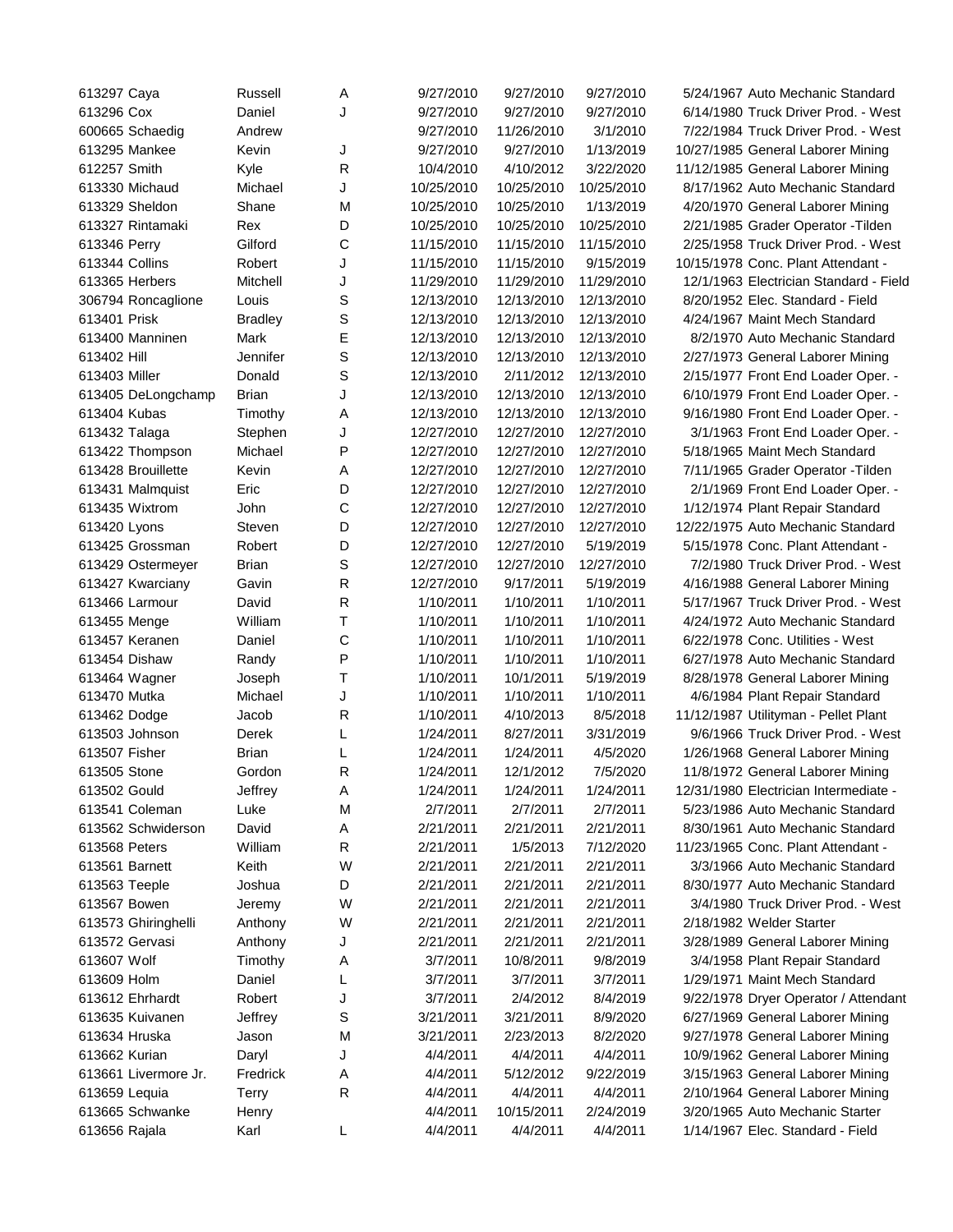| | | | | | | | |
|---|---|---|---|---|---|---|---|
| 613297 Caya | Russell | A | 9/27/2010 | 9/27/2010 | 9/27/2010 | 5/24/1967 | Auto Mechanic Standard |
| 613296 Cox | Daniel | J | 9/27/2010 | 9/27/2010 | 9/27/2010 | 6/14/1980 | Truck Driver Prod. - West |
| 600665 Schaedig | Andrew | | 9/27/2010 | 11/26/2010 | 3/1/2010 | 7/22/1984 | Truck Driver Prod. - West |
| 613295 Mankee | Kevin | J | 9/27/2010 | 9/27/2010 | 1/13/2019 | 10/27/1985 | General Laborer Mining |
| 612257 Smith | Kyle | R | 10/4/2010 | 4/10/2012 | 3/22/2020 | 11/12/1985 | General Laborer Mining |
| 613330 Michaud | Michael | J | 10/25/2010 | 10/25/2010 | 10/25/2010 | 8/17/1962 | Auto Mechanic Standard |
| 613329 Sheldon | Shane | M | 10/25/2010 | 10/25/2010 | 1/13/2019 | 4/20/1970 | General Laborer Mining |
| 613327 Rintamaki | Rex | D | 10/25/2010 | 10/25/2010 | 10/25/2010 | 2/21/1985 | Grader Operator -Tilden |
| 613346 Perry | Gilford | C | 11/15/2010 | 11/15/2010 | 11/15/2010 | 2/25/1958 | Truck Driver Prod. - West |
| 613344 Collins | Robert | J | 11/15/2010 | 11/15/2010 | 9/15/2019 | 10/15/1978 | Conc. Plant Attendant - |
| 613365 Herbers | Mitchell | J | 11/29/2010 | 11/29/2010 | 11/29/2010 | 12/1/1963 | Electrician Standard - Field |
| 306794 Roncaglione | Louis | S | 12/13/2010 | 12/13/2010 | 12/13/2010 | 8/20/1952 | Elec. Standard - Field |
| 613401 Prisk | Bradley | S | 12/13/2010 | 12/13/2010 | 12/13/2010 | 4/24/1967 | Maint Mech Standard |
| 613400 Manninen | Mark | E | 12/13/2010 | 12/13/2010 | 12/13/2010 | 8/2/1970 | Auto Mechanic Standard |
| 613402 Hill | Jennifer | S | 12/13/2010 | 12/13/2010 | 12/13/2010 | 2/27/1973 | General Laborer Mining |
| 613403 Miller | Donald | S | 12/13/2010 | 2/11/2012 | 12/13/2010 | 2/15/1977 | Front End Loader Oper. - |
| 613405 DeLongchamp | Brian | J | 12/13/2010 | 12/13/2010 | 12/13/2010 | 6/10/1979 | Front End Loader Oper. - |
| 613404 Kubas | Timothy | A | 12/13/2010 | 12/13/2010 | 12/13/2010 | 9/16/1980 | Front End Loader Oper. - |
| 613432 Talaga | Stephen | J | 12/27/2010 | 12/27/2010 | 12/27/2010 | 3/1/1963 | Front End Loader Oper. - |
| 613422 Thompson | Michael | P | 12/27/2010 | 12/27/2010 | 12/27/2010 | 5/18/1965 | Maint Mech Standard |
| 613428 Brouillette | Kevin | A | 12/27/2010 | 12/27/2010 | 12/27/2010 | 7/11/1965 | Grader Operator -Tilden |
| 613431 Malmquist | Eric | D | 12/27/2010 | 12/27/2010 | 12/27/2010 | 2/1/1969 | Front End Loader Oper. - |
| 613435 Wixtrom | John | C | 12/27/2010 | 12/27/2010 | 12/27/2010 | 1/12/1974 | Plant Repair Standard |
| 613420 Lyons | Steven | D | 12/27/2010 | 12/27/2010 | 12/27/2010 | 12/22/1975 | Auto Mechanic Standard |
| 613425 Grossman | Robert | D | 12/27/2010 | 12/27/2010 | 5/19/2019 | 5/15/1978 | Conc. Plant Attendant - |
| 613429 Ostermeyer | Brian | S | 12/27/2010 | 12/27/2010 | 12/27/2010 | 7/2/1980 | Truck Driver Prod. - West |
| 613427 Kwarciany | Gavin | R | 12/27/2010 | 9/17/2011 | 5/19/2019 | 4/16/1988 | General Laborer Mining |
| 613466 Larmour | David | R | 1/10/2011 | 1/10/2011 | 1/10/2011 | 5/17/1967 | Truck Driver Prod. - West |
| 613455 Menge | William | T | 1/10/2011 | 1/10/2011 | 1/10/2011 | 4/24/1972 | Auto Mechanic Standard |
| 613457 Keranen | Daniel | C | 1/10/2011 | 1/10/2011 | 1/10/2011 | 6/22/1978 | Conc. Utilities - West |
| 613454 Dishaw | Randy | P | 1/10/2011 | 1/10/2011 | 1/10/2011 | 6/27/1978 | Auto Mechanic Standard |
| 613464 Wagner | Joseph | T | 1/10/2011 | 10/1/2011 | 5/19/2019 | 8/28/1978 | General Laborer Mining |
| 613470 Mutka | Michael | J | 1/10/2011 | 1/10/2011 | 1/10/2011 | 4/6/1984 | Plant Repair Standard |
| 613462 Dodge | Jacob | R | 1/10/2011 | 4/10/2013 | 8/5/2018 | 11/12/1987 | Utilityman - Pellet Plant |
| 613503 Johnson | Derek | L | 1/24/2011 | 8/27/2011 | 3/31/2019 | 9/6/1966 | Truck Driver Prod. - West |
| 613507 Fisher | Brian | L | 1/24/2011 | 1/24/2011 | 4/5/2020 | 1/26/1968 | General Laborer Mining |
| 613505 Stone | Gordon | R | 1/24/2011 | 12/1/2012 | 7/5/2020 | 11/8/1972 | General Laborer Mining |
| 613502 Gould | Jeffrey | A | 1/24/2011 | 1/24/2011 | 1/24/2011 | 12/31/1980 | Electrician Intermediate - |
| 613541 Coleman | Luke | M | 2/7/2011 | 2/7/2011 | 2/7/2011 | 5/23/1986 | Auto Mechanic Standard |
| 613562 Schwiderson | David | A | 2/21/2011 | 2/21/2011 | 2/21/2011 | 8/30/1961 | Auto Mechanic Standard |
| 613568 Peters | William | R | 2/21/2011 | 1/5/2013 | 7/12/2020 | 11/23/1965 | Conc. Plant Attendant - |
| 613561 Barnett | Keith | W | 2/21/2011 | 2/21/2011 | 2/21/2011 | 3/3/1966 | Auto Mechanic Standard |
| 613563 Teeple | Joshua | D | 2/21/2011 | 2/21/2011 | 2/21/2011 | 8/30/1977 | Auto Mechanic Standard |
| 613567 Bowen | Jeremy | W | 2/21/2011 | 2/21/2011 | 2/21/2011 | 3/4/1980 | Truck Driver Prod. - West |
| 613573 Ghiringhelli | Anthony | W | 2/21/2011 | 2/21/2011 | 2/21/2011 | 2/18/1982 | Welder Starter |
| 613572 Gervasi | Anthony | J | 2/21/2011 | 2/21/2011 | 2/21/2011 | 3/28/1989 | General Laborer Mining |
| 613607 Wolf | Timothy | A | 3/7/2011 | 10/8/2011 | 9/8/2019 | 3/4/1958 | Plant Repair Standard |
| 613609 Holm | Daniel | L | 3/7/2011 | 3/7/2011 | 3/7/2011 | 1/29/1971 | Maint Mech Standard |
| 613612 Ehrhardt | Robert | J | 3/7/2011 | 2/4/2012 | 8/4/2019 | 9/22/1978 | Dryer Operator / Attendant |
| 613635 Kuivanen | Jeffrey | S | 3/21/2011 | 3/21/2011 | 8/9/2020 | 6/27/1969 | General Laborer Mining |
| 613634 Hruska | Jason | M | 3/21/2011 | 2/23/2013 | 8/2/2020 | 9/27/1978 | General Laborer Mining |
| 613662 Kurian | Daryl | J | 4/4/2011 | 4/4/2011 | 4/4/2011 | 10/9/1962 | General Laborer Mining |
| 613661 Livermore Jr. | Fredrick | A | 4/4/2011 | 5/12/2012 | 9/22/2019 | 3/15/1963 | General Laborer Mining |
| 613659 Lequia | Terry | R | 4/4/2011 | 4/4/2011 | 4/4/2011 | 2/10/1964 | General Laborer Mining |
| 613665 Schwanke | Henry | | 4/4/2011 | 10/15/2011 | 2/24/2019 | 3/20/1965 | Auto Mechanic Starter |
| 613656 Rajala | Karl | L | 4/4/2011 | 4/4/2011 | 4/4/2011 | 1/14/1967 | Elec. Standard - Field |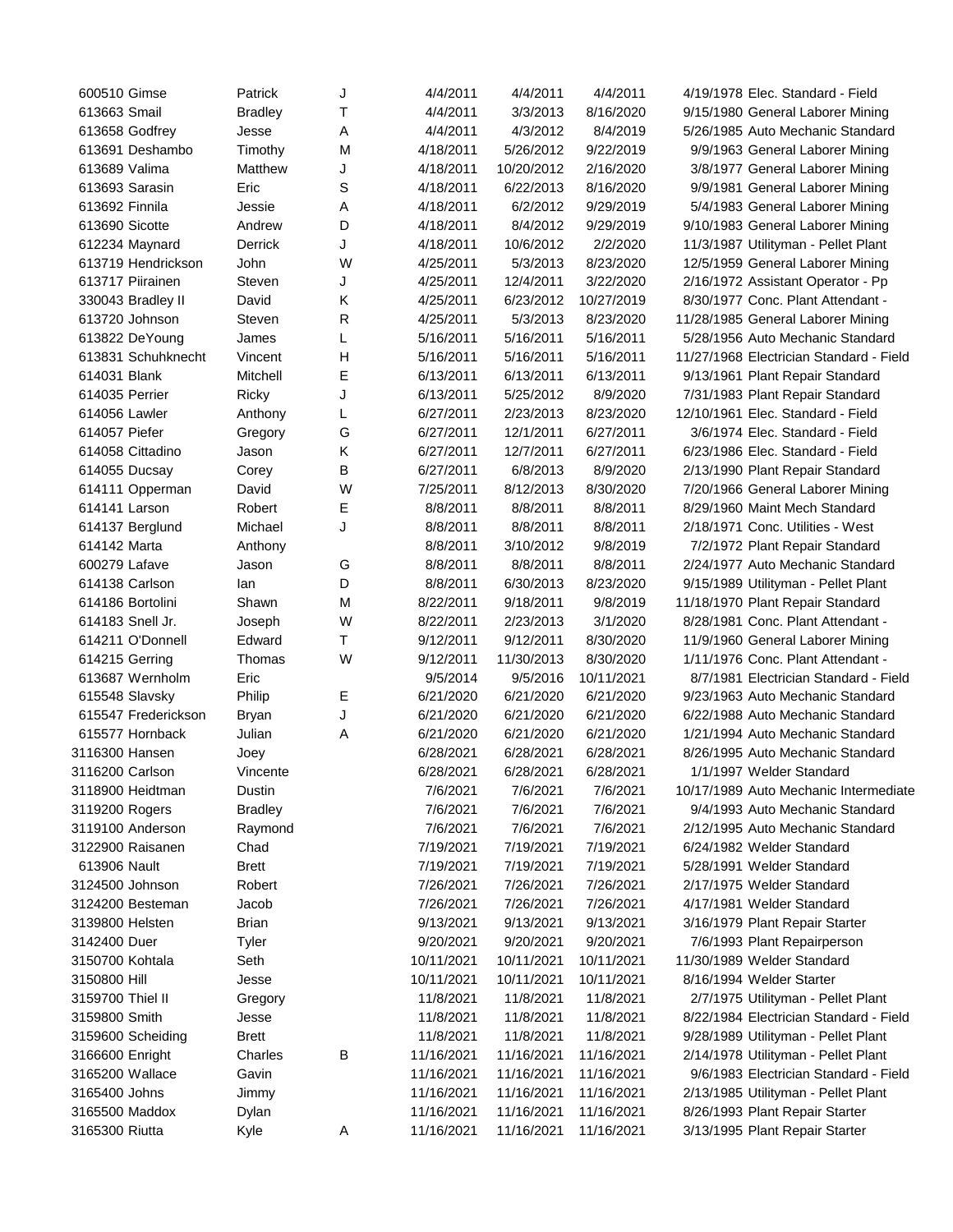| | | | | | | | |
|---|---|---|---|---|---|---|---|
| 600510 | Gimse | Patrick | J | 4/4/2011 | 4/4/2011 | 4/4/2011 | 4/19/1978 Elec. Standard - Field |
| 613663 | Smail | Bradley | T | 4/4/2011 | 3/3/2013 | 8/16/2020 | 9/15/1980 General Laborer Mining |
| 613658 | Godfrey | Jesse | A | 4/4/2011 | 4/3/2012 | 8/4/2019 | 5/26/1985 Auto Mechanic Standard |
| 613691 | Deshambo | Timothy | M | 4/18/2011 | 5/26/2012 | 9/22/2019 | 9/9/1963 General Laborer Mining |
| 613689 | Valima | Matthew | J | 4/18/2011 | 10/20/2012 | 2/16/2020 | 3/8/1977 General Laborer Mining |
| 613693 | Sarasin | Eric | S | 4/18/2011 | 6/22/2013 | 8/16/2020 | 9/9/1981 General Laborer Mining |
| 613692 | Finnila | Jessie | A | 4/18/2011 | 6/2/2012 | 9/29/2019 | 5/4/1983 General Laborer Mining |
| 613690 | Sicotte | Andrew | D | 4/18/2011 | 8/4/2012 | 9/29/2019 | 9/10/1983 General Laborer Mining |
| 612234 | Maynard | Derrick | J | 4/18/2011 | 10/6/2012 | 2/2/2020 | 11/3/1987 Utilityman - Pellet Plant |
| 613719 | Hendrickson | John | W | 4/25/2011 | 5/3/2013 | 8/23/2020 | 12/5/1959 General Laborer Mining |
| 613717 | Piirainen | Steven | J | 4/25/2011 | 12/4/2011 | 3/22/2020 | 2/16/1972 Assistant Operator - Pp |
| 330043 | Bradley II | David | K | 4/25/2011 | 6/23/2012 | 10/27/2019 | 8/30/1977 Conc. Plant Attendant - |
| 613720 | Johnson | Steven | R | 4/25/2011 | 5/3/2013 | 8/23/2020 | 11/28/1985 General Laborer Mining |
| 613822 | DeYoung | James | L | 5/16/2011 | 5/16/2011 | 5/16/2011 | 5/28/1956 Auto Mechanic Standard |
| 613831 | Schuhknecht | Vincent | H | 5/16/2011 | 5/16/2011 | 5/16/2011 | 11/27/1968 Electrician Standard - Field |
| 614031 | Blank | Mitchell | E | 6/13/2011 | 6/13/2011 | 6/13/2011 | 9/13/1961 Plant Repair Standard |
| 614035 | Perrier | Ricky | J | 6/13/2011 | 5/25/2012 | 8/9/2020 | 7/31/1983 Plant Repair Standard |
| 614056 | Lawler | Anthony | L | 6/27/2011 | 2/23/2013 | 8/23/2020 | 12/10/1961 Elec. Standard - Field |
| 614057 | Piefer | Gregory | G | 6/27/2011 | 12/1/2011 | 6/27/2011 | 3/6/1974 Elec. Standard - Field |
| 614058 | Cittadino | Jason | K | 6/27/2011 | 12/7/2011 | 6/27/2011 | 6/23/1986 Elec. Standard - Field |
| 614055 | Ducsay | Corey | B | 6/27/2011 | 6/8/2013 | 8/9/2020 | 2/13/1990 Plant Repair Standard |
| 614111 | Opperman | David | W | 7/25/2011 | 8/12/2013 | 8/30/2020 | 7/20/1966 General Laborer Mining |
| 614141 | Larson | Robert | E | 8/8/2011 | 8/8/2011 | 8/8/2011 | 8/29/1960 Maint Mech Standard |
| 614137 | Berglund | Michael | J | 8/8/2011 | 8/8/2011 | 8/8/2011 | 2/18/1971 Conc. Utilities - West |
| 614142 | Marta | Anthony | | 8/8/2011 | 3/10/2012 | 9/8/2019 | 7/2/1972 Plant Repair Standard |
| 600279 | Lafave | Jason | G | 8/8/2011 | 8/8/2011 | 8/8/2011 | 2/24/1977 Auto Mechanic Standard |
| 614138 | Carlson | Ian | D | 8/8/2011 | 6/30/2013 | 8/23/2020 | 9/15/1989 Utilityman - Pellet Plant |
| 614186 | Bortolini | Shawn | M | 8/22/2011 | 9/18/2011 | 9/8/2019 | 11/18/1970 Plant Repair Standard |
| 614183 | Snell Jr. | Joseph | W | 8/22/2011 | 2/23/2013 | 3/1/2020 | 8/28/1981 Conc. Plant Attendant - |
| 614211 | O'Donnell | Edward | T | 9/12/2011 | 9/12/2011 | 8/30/2020 | 11/9/1960 General Laborer Mining |
| 614215 | Gerring | Thomas | W | 9/12/2011 | 11/30/2013 | 8/30/2020 | 1/11/1976 Conc. Plant Attendant - |
| 613687 | Wernholm | Eric | | 9/5/2014 | 9/5/2016 | 10/11/2021 | 8/7/1981 Electrician Standard - Field |
| 615548 | Slavsky | Philip | E | 6/21/2020 | 6/21/2020 | 6/21/2020 | 9/23/1963 Auto Mechanic Standard |
| 615547 | Frederickson | Bryan | J | 6/21/2020 | 6/21/2020 | 6/21/2020 | 6/22/1988 Auto Mechanic Standard |
| 615577 | Hornback | Julian | A | 6/21/2020 | 6/21/2020 | 6/21/2020 | 1/21/1994 Auto Mechanic Standard |
| 3116300 | Hansen | Joey | | 6/28/2021 | 6/28/2021 | 6/28/2021 | 8/26/1995 Auto Mechanic Standard |
| 3116200 | Carlson | Vincente | | 6/28/2021 | 6/28/2021 | 6/28/2021 | 1/1/1997 Welder Standard |
| 3118900 | Heidtman | Dustin | | 7/6/2021 | 7/6/2021 | 7/6/2021 | 10/17/1989 Auto Mechanic Intermediate |
| 3119200 | Rogers | Bradley | | 7/6/2021 | 7/6/2021 | 7/6/2021 | 9/4/1993 Auto Mechanic Standard |
| 3119100 | Anderson | Raymond | | 7/6/2021 | 7/6/2021 | 7/6/2021 | 2/12/1995 Auto Mechanic Standard |
| 3122900 | Raisanen | Chad | | 7/19/2021 | 7/19/2021 | 7/19/2021 | 6/24/1982 Welder Standard |
| 613906 | Nault | Brett | | 7/19/2021 | 7/19/2021 | 7/19/2021 | 5/28/1991 Welder Standard |
| 3124500 | Johnson | Robert | | 7/26/2021 | 7/26/2021 | 7/26/2021 | 2/17/1975 Welder Standard |
| 3124200 | Besteman | Jacob | | 7/26/2021 | 7/26/2021 | 7/26/2021 | 4/17/1981 Welder Standard |
| 3139800 | Helsten | Brian | | 9/13/2021 | 9/13/2021 | 9/13/2021 | 3/16/1979 Plant Repair Starter |
| 3142400 | Duer | Tyler | | 9/20/2021 | 9/20/2021 | 9/20/2021 | 7/6/1993 Plant Repairperson |
| 3150700 | Kohtala | Seth | | 10/11/2021 | 10/11/2021 | 10/11/2021 | 11/30/1989 Welder Standard |
| 3150800 | Hill | Jesse | | 10/11/2021 | 10/11/2021 | 10/11/2021 | 8/16/1994 Welder Starter |
| 3159700 | Thiel II | Gregory | | 11/8/2021 | 11/8/2021 | 11/8/2021 | 2/7/1975 Utilityman - Pellet Plant |
| 3159800 | Smith | Jesse | | 11/8/2021 | 11/8/2021 | 11/8/2021 | 8/22/1984 Electrician Standard - Field |
| 3159600 | Scheiding | Brett | | 11/8/2021 | 11/8/2021 | 11/8/2021 | 9/28/1989 Utilityman - Pellet Plant |
| 3166600 | Enright | Charles | B | 11/16/2021 | 11/16/2021 | 11/16/2021 | 2/14/1978 Utilityman - Pellet Plant |
| 3165200 | Wallace | Gavin | | 11/16/2021 | 11/16/2021 | 11/16/2021 | 9/6/1983 Electrician Standard - Field |
| 3165400 | Johns | Jimmy | | 11/16/2021 | 11/16/2021 | 11/16/2021 | 2/13/1985 Utilityman - Pellet Plant |
| 3165500 | Maddox | Dylan | | 11/16/2021 | 11/16/2021 | 11/16/2021 | 8/26/1993 Plant Repair Starter |
| 3165300 | Riutta | Kyle | A | 11/16/2021 | 11/16/2021 | 11/16/2021 | 3/13/1995 Plant Repair Starter |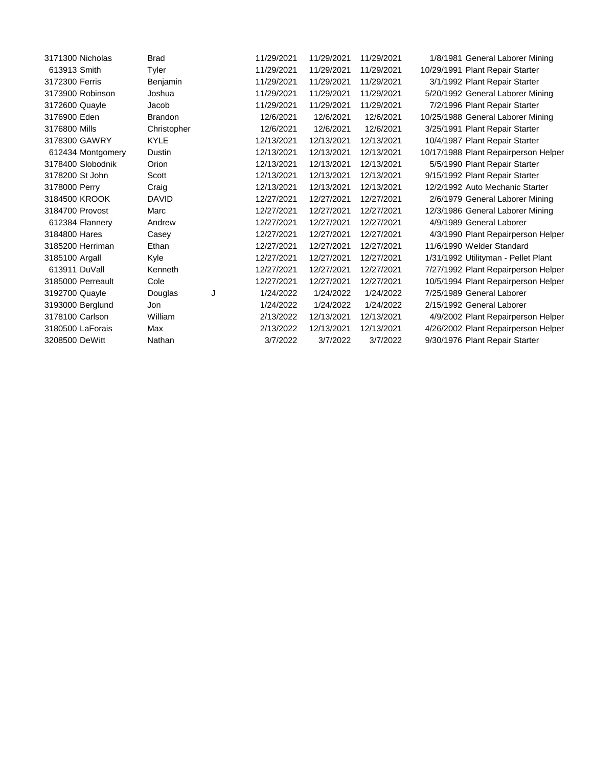| | | | | | | | | |
|---|---|---|---|---|---|---|---|---|
| 3171300 | Nicholas | Brad | | 11/29/2021 | 11/29/2021 | 11/29/2021 | 1/8/1981 | General Laborer Mining |
| 613913 | Smith | Tyler | | 11/29/2021 | 11/29/2021 | 11/29/2021 | 10/29/1991 | Plant Repair Starter |
| 3172300 | Ferris | Benjamin | | 11/29/2021 | 11/29/2021 | 11/29/2021 | 3/1/1992 | Plant Repair Starter |
| 3173900 | Robinson | Joshua | | 11/29/2021 | 11/29/2021 | 11/29/2021 | 5/20/1992 | General Laborer Mining |
| 3172600 | Quayle | Jacob | | 11/29/2021 | 11/29/2021 | 11/29/2021 | 7/2/1996 | Plant Repair Starter |
| 3176900 | Eden | Brandon | | 12/6/2021 | 12/6/2021 | 12/6/2021 | 10/25/1988 | General Laborer Mining |
| 3176800 | Mills | Christopher | | 12/6/2021 | 12/6/2021 | 12/6/2021 | 3/25/1991 | Plant Repair Starter |
| 3178300 | GAWRY | KYLE | | 12/13/2021 | 12/13/2021 | 12/13/2021 | 10/4/1987 | Plant Repair Starter |
| 612434 | Montgomery | Dustin | | 12/13/2021 | 12/13/2021 | 12/13/2021 | 10/17/1988 | Plant Repairperson Helper |
| 3178400 | Slobodnik | Orion | | 12/13/2021 | 12/13/2021 | 12/13/2021 | 5/5/1990 | Plant Repair Starter |
| 3178200 | St John | Scott | | 12/13/2021 | 12/13/2021 | 12/13/2021 | 9/15/1992 | Plant Repair Starter |
| 3178000 | Perry | Craig | | 12/13/2021 | 12/13/2021 | 12/13/2021 | 12/2/1992 | Auto Mechanic Starter |
| 3184500 | KROOK | DAVID | | 12/27/2021 | 12/27/2021 | 12/27/2021 | 2/6/1979 | General Laborer Mining |
| 3184700 | Provost | Marc | | 12/27/2021 | 12/27/2021 | 12/27/2021 | 12/3/1986 | General Laborer Mining |
| 612384 | Flannery | Andrew | | 12/27/2021 | 12/27/2021 | 12/27/2021 | 4/9/1989 | General Laborer |
| 3184800 | Hares | Casey | | 12/27/2021 | 12/27/2021 | 12/27/2021 | 4/3/1990 | Plant Repairperson Helper |
| 3185200 | Herriman | Ethan | | 12/27/2021 | 12/27/2021 | 12/27/2021 | 11/6/1990 | Welder Standard |
| 3185100 | Argall | Kyle | | 12/27/2021 | 12/27/2021 | 12/27/2021 | 1/31/1992 | Utilityman - Pellet Plant |
| 613911 | DuVall | Kenneth | | 12/27/2021 | 12/27/2021 | 12/27/2021 | 7/27/1992 | Plant Repairperson Helper |
| 3185000 | Perreault | Cole | | 12/27/2021 | 12/27/2021 | 12/27/2021 | 10/5/1994 | Plant Repairperson Helper |
| 3192700 | Quayle | Douglas | J | 1/24/2022 | 1/24/2022 | 1/24/2022 | 7/25/1989 | General Laborer |
| 3193000 | Berglund | Jon | | 1/24/2022 | 1/24/2022 | 1/24/2022 | 2/15/1992 | General Laborer |
| 3178100 | Carlson | William | | 2/13/2022 | 12/13/2021 | 12/13/2021 | 4/9/2002 | Plant Repairperson Helper |
| 3180500 | LaForais | Max | | 2/13/2022 | 12/13/2021 | 12/13/2021 | 4/26/2002 | Plant Repairperson Helper |
| 3208500 | DeWitt | Nathan | | 3/7/2022 | 3/7/2022 | 3/7/2022 | 9/30/1976 | Plant Repair Starter |